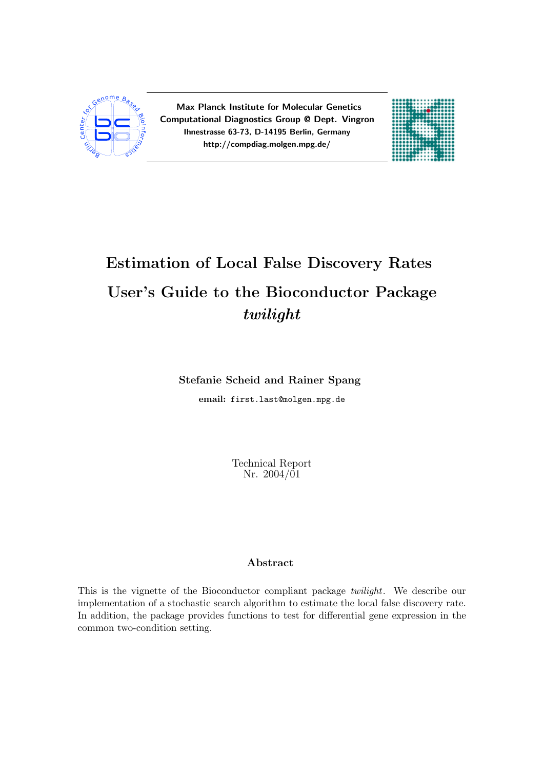**Max Planck Institute for Molecular Genetics**
**Computational Diagnostics Group @ Dept. Vingron**
**Ihnestrasse 63-73, D-14195 Berlin, Germany**
**http://compdiag.molgen.mpg.de/**

# Estimation of Local False Discovery Rates

# User's Guide to the Bioconductor Package *twilight*

**Stefanie Scheid and Rainer Spang**

**email:** `first.last@molgen.mpg.de`

Technical Report
Nr. 2004/01

### Abstract

This is the vignette of the Bioconductor compliant package *twilight*. We describe our implementation of a stochastic search algorithm to estimate the local false discovery rate. In addition, the package provides functions to test for differential gene expression in the common two-condition setting.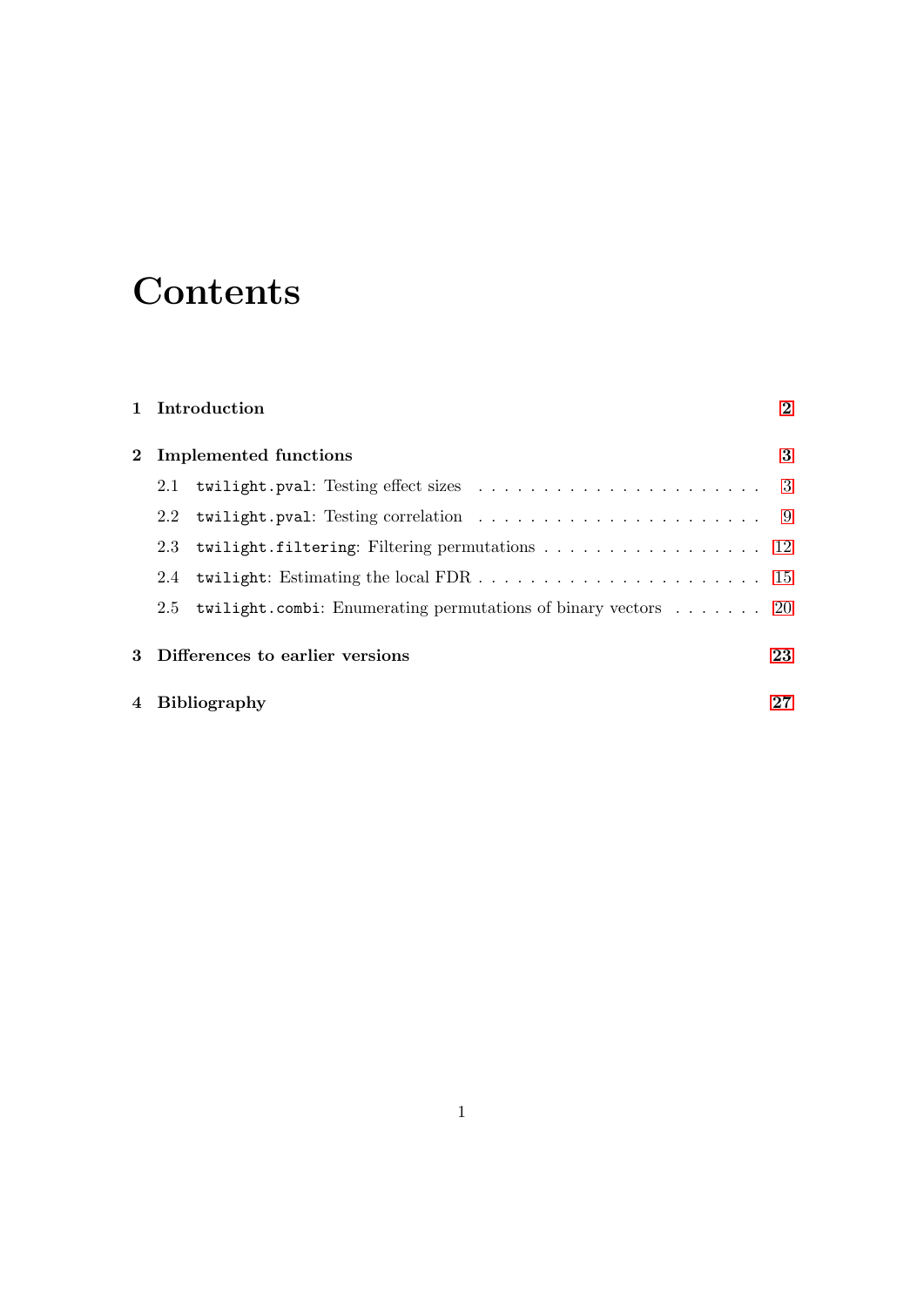# Contents

1 Introduction 2

2 Implemented functions 3

- 2.1 `twilight.pval`: Testing effect sizes 3
- 2.2 `twilight.pval`: Testing correlation 9
- 2.3 `twilight.filtering`: Filtering permutations 12
- 2.4 `twilight`: Estimating the local FDR 15
- 2.5 `twilight.combi`: Enumerating permutations of binary vectors 20

3 Differences to earlier versions 23

4 Bibliography 27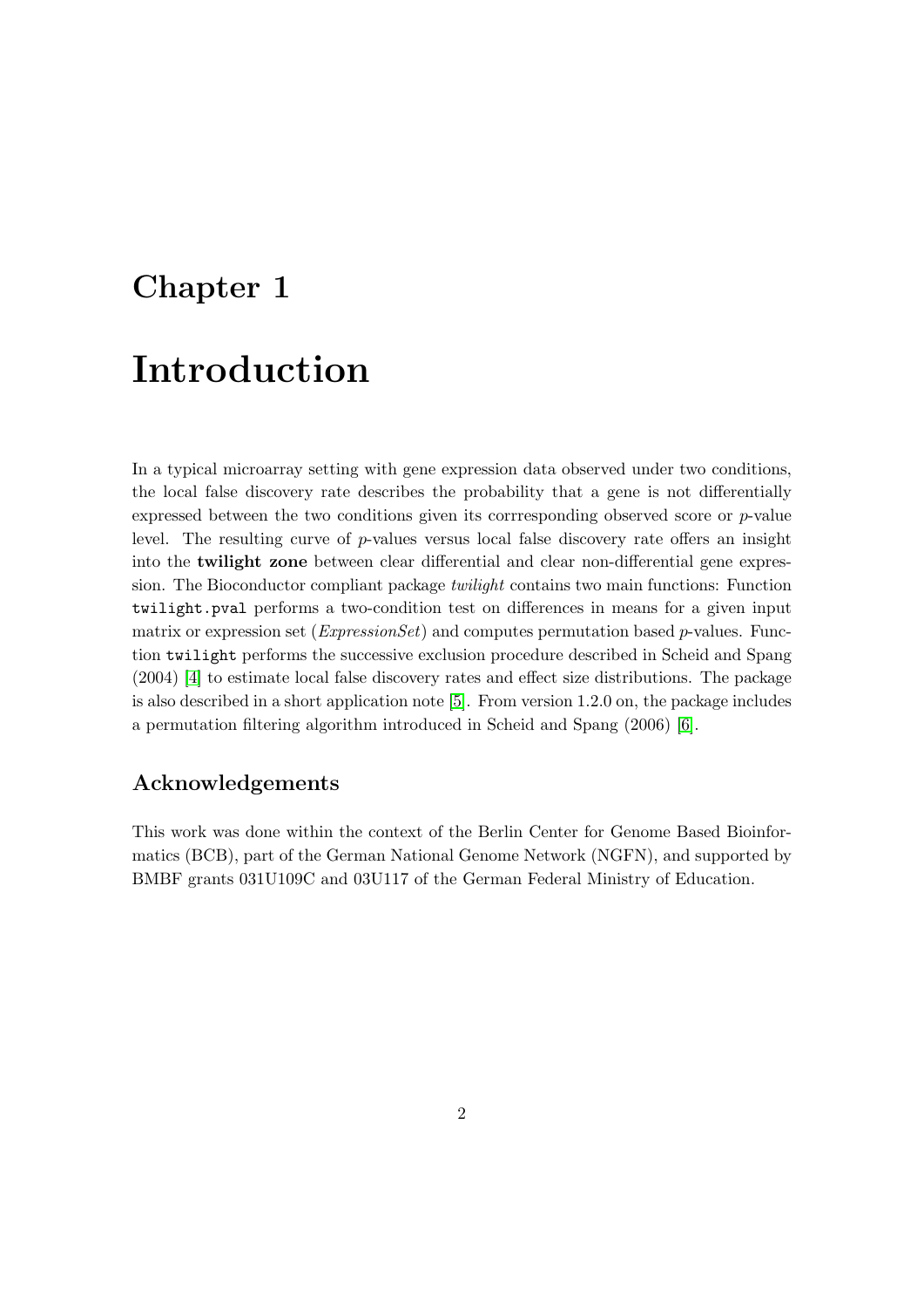# Chapter 1

# Introduction

In a typical microarray setting with gene expression data observed under two conditions, the local false discovery rate describes the probability that a gene is not differentially expressed between the two conditions given its corrresponding observed score or $p$-value level. The resulting curve of $p$-values versus local false discovery rate offers an insight into the **twilight zone** between clear differential and clear non-differential gene expression. The Bioconductor compliant package *twilight* contains two main functions: Function `twilight.pval` performs a two-condition test on differences in means for a given input matrix or expression set (*ExpressionSet*) and computes permutation based $p$-values. Function `twilight` performs the successive exclusion procedure described in Scheid and Spang (2004) [4] to estimate local false discovery rates and effect size distributions. The package is also described in a short application note [5]. From version 1.2.0 on, the package includes a permutation filtering algorithm introduced in Scheid and Spang (2006) [6].

## Acknowledgements

This work was done within the context of the Berlin Center for Genome Based Bioinformatics (BCB), part of the German National Genome Network (NGFN), and supported by BMBF grants 031U109C and 03U117 of the German Federal Ministry of Education.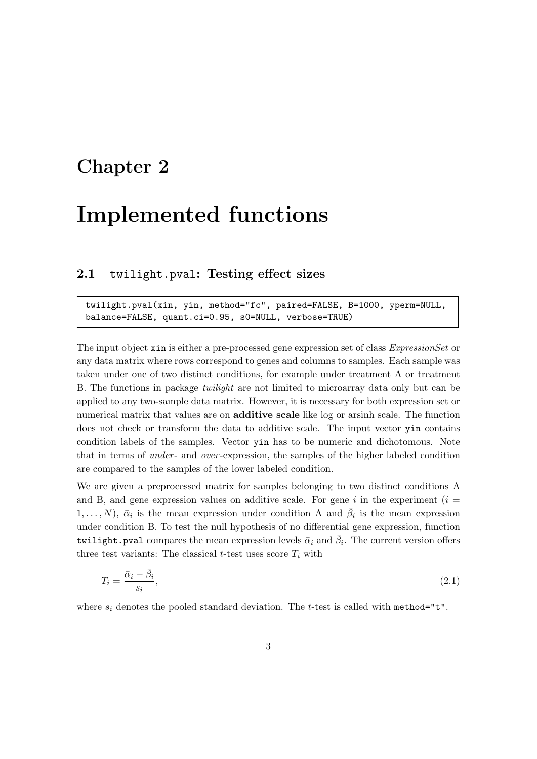# Chapter 2

# Implemented functions

## 2.1 `twilight.pval`: Testing effect sizes

```
twilight.pval(xin, yin, method="fc", paired=FALSE, B=1000, yperm=NULL,
balance=FALSE, quant.ci=0.95, s0=NULL, verbose=TRUE)
```

The input object `xin` is either a pre-processed gene expression set of class *ExpressionSet* or any data matrix where rows correspond to genes and columns to samples. Each sample was taken under one of two distinct conditions, for example under treatment A or treatment B. The functions in package *twilight* are not limited to microarray data only but can be applied to any two-sample data matrix. However, it is necessary for both expression set or numerical matrix that values are on **additive scale** like log or arsinh scale. The function does not check or transform the data to additive scale. The input vector `yin` contains condition labels of the samples. Vector `yin` has to be numeric and dichotomous. Note that in terms of *under*- and *over*-expression, the samples of the higher labeled condition are compared to the samples of the lower labeled condition.

We are given a preprocessed matrix for samples belonging to two distinct conditions A and B, and gene expression values on additive scale. For gene $i$ in the experiment ($i = 1, \ldots, N$), $\bar{\alpha}_i$ is the mean expression under condition A and $\bar{\beta}_i$ is the mean expression under condition B. To test the null hypothesis of no differential gene expression, function `twilight.pval` compares the mean expression levels $\bar{\alpha}_i$ and $\bar{\beta}_i$. The current version offers three test variants: The classical $t$-test uses score $T_i$ with

$$T_i = \frac{\bar{\alpha}_i - \bar{\beta}_i}{s_i}, \tag{2.1}$$

where $s_i$ denotes the pooled standard deviation. The $t$-test is called with `method="t"`.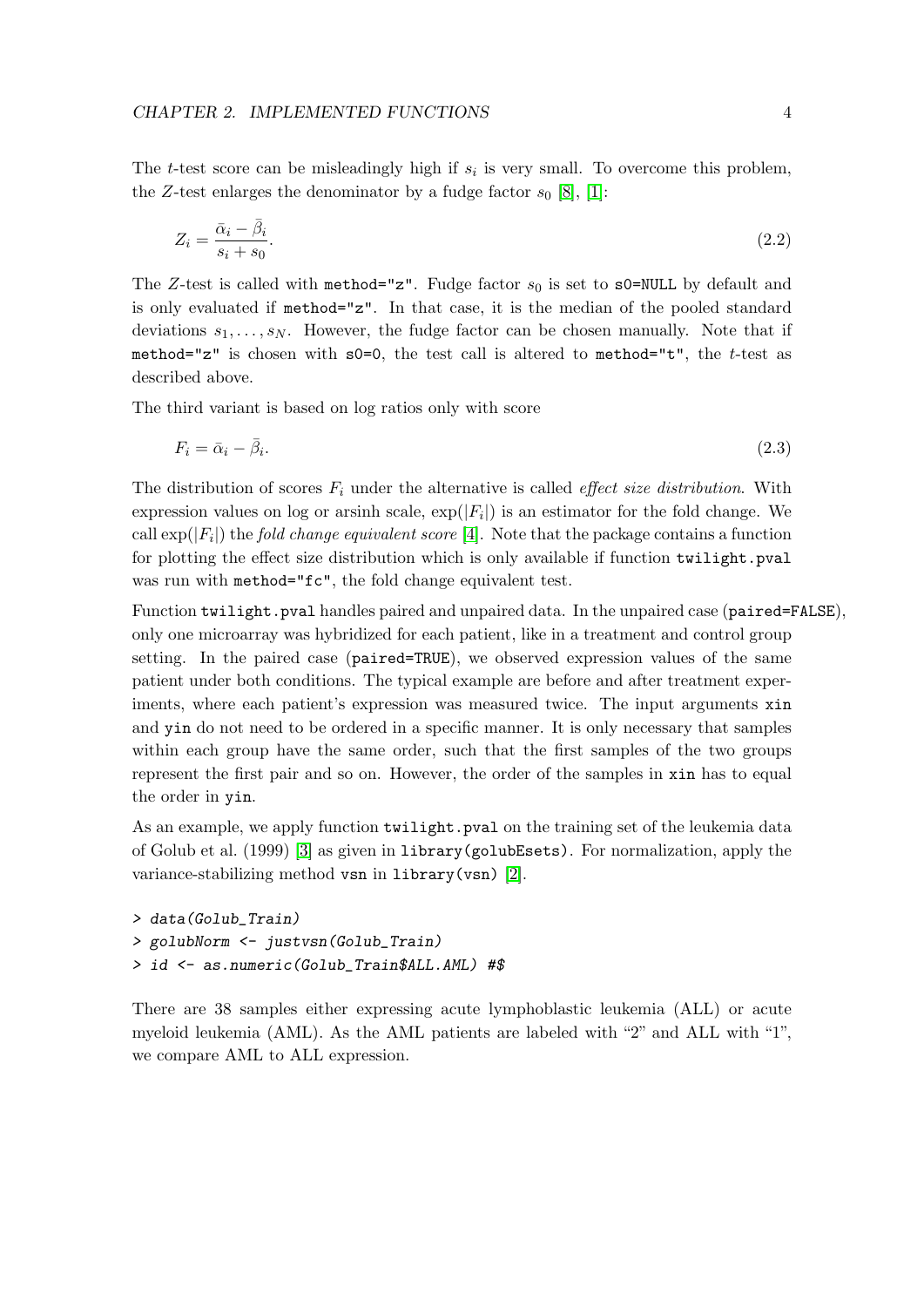The $t$-test score can be misleadingly high if $s_i$ is very small. To overcome this problem, the $Z$-test enlarges the denominator by a fudge factor $s_0$ [8], [1]:

$$Z_i = \frac{\bar{\alpha}_i - \bar{\beta}_i}{s_i + s_0}. \tag{2.2}$$

The $Z$-test is called with `method="z"`. Fudge factor $s_0$ is set to `s0=NULL` by default and is only evaluated if `method="z"`. In that case, it is the median of the pooled standard deviations $s_1, \ldots, s_N$. However, the fudge factor can be chosen manually. Note that if `method="z"` is chosen with `s0=0`, the test call is altered to `method="t"`, the $t$-test as described above.

The third variant is based on log ratios only with score

$$F_i = \bar{\alpha}_i - \bar{\beta}_i. \tag{2.3}$$

The distribution of scores $F_i$ under the alternative is called *effect size distribution*. With expression values on log or arsinh scale, $\exp(|F_i|)$ is an estimator for the fold change. We call $\exp(|F_i|)$ the *fold change equivalent score* [4]. Note that the package contains a function for plotting the effect size distribution which is only available if function `twilight.pval` was run with `method="fc"`, the fold change equivalent test.

Function `twilight.pval` handles paired and unpaired data. In the unpaired case (`paired=FALSE`), only one microarray was hybridized for each patient, like in a treatment and control group setting. In the paired case (`paired=TRUE`), we observed expression values of the same patient under both conditions. The typical example are before and after treatment experiments, where each patient's expression was measured twice. The input arguments `xin` and `yin` do not need to be ordered in a specific manner. It is only necessary that samples within each group have the same order, such that the first samples of the two groups represent the first pair and so on. However, the order of the samples in `xin` has to equal the order in `yin`.

As an example, we apply function `twilight.pval` on the training set of the leukemia data of Golub et al. (1999) [3] as given in `library(golubEsets)`. For normalization, apply the variance-stabilizing method `vsn` in `library(vsn)` [2].

```
> data(Golub_Train)
> golubNorm <- justvsn(Golub_Train)
> id <- as.numeric(Golub_Train$ALL.AML) #$
```

There are 38 samples either expressing acute lymphoblastic leukemia (ALL) or acute myeloid leukemia (AML). As the AML patients are labeled with "2" and ALL with "1", we compare AML to ALL expression.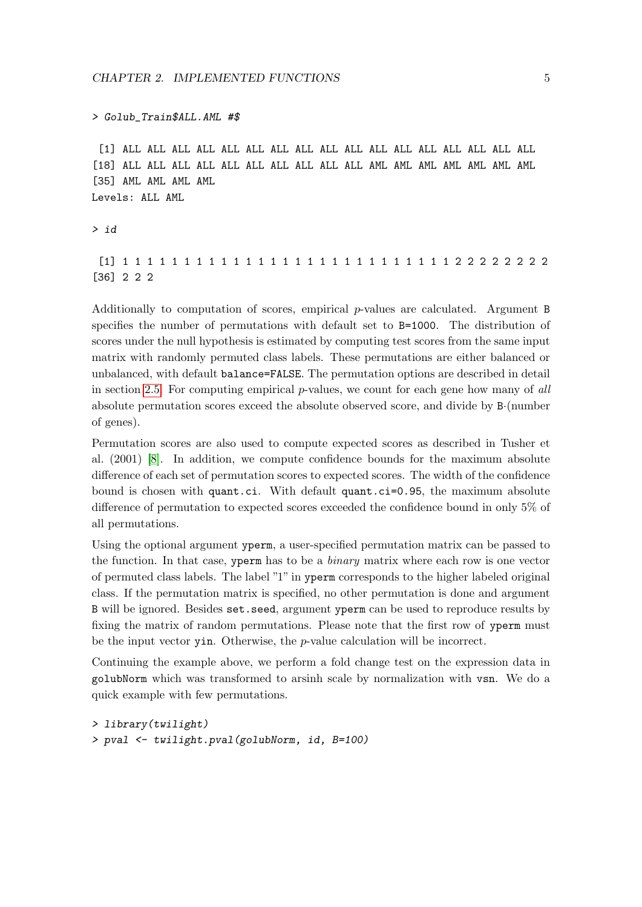```
> Golub_Train$ALL.AML #$

 [1] ALL ALL ALL ALL ALL ALL ALL ALL ALL ALL ALL ALL ALL ALL ALL ALL ALL
[18] ALL ALL ALL ALL ALL ALL ALL ALL ALL ALL AML AML AML AML AML AML AML
[35] AML AML AML AML
Levels: ALL AML

> id

 [1] 1 1 1 1 1 1 1 1 1 1 1 1 1 1 1 1 1 1 1 1 1 1 1 1 1 1 1 2 2 2 2 2 2 2 2
[36] 2 2 2
```

Additionally to computation of scores, empirical $p$-values are calculated. Argument `B` specifies the number of permutations with default set to `B=1000`. The distribution of scores under the null hypothesis is estimated by computing test scores from the same input matrix with randomly permuted class labels. These permutations are either balanced or unbalanced, with default `balance=FALSE`. The permutation options are described in detail in section 2.5. For computing empirical $p$-values, we count for each gene how many of *all* absolute permutation scores exceed the absolute observed score, and divide by `B`·(number of genes).

Permutation scores are also used to compute expected scores as described in Tusher et al. (2001) [8]. In addition, we compute confidence bounds for the maximum absolute difference of each set of permutation scores to expected scores. The width of the confidence bound is chosen with `quant.ci`. With default `quant.ci=0.95`, the maximum absolute difference of permutation to expected scores exceeded the confidence bound in only 5% of all permutations.

Using the optional argument `yperm`, a user-specified permutation matrix can be passed to the function. In that case, `yperm` has to be a *binary* matrix where each row is one vector of permuted class labels. The label "1" in `yperm` corresponds to the higher labeled original class. If the permutation matrix is specified, no other permutation is done and argument `B` will be ignored. Besides `set.seed`, argument `yperm` can be used to reproduce results by fixing the matrix of random permutations. Please note that the first row of `yperm` must be the input vector `yin`. Otherwise, the $p$-value calculation will be incorrect.

Continuing the example above, we perform a fold change test on the expression data in `golubNorm` which was transformed to arsinh scale by normalization with `vsn`. We do a quick example with few permutations.

```
> library(twilight)
> pval <- twilight.pval(golubNorm, id, B=100)
```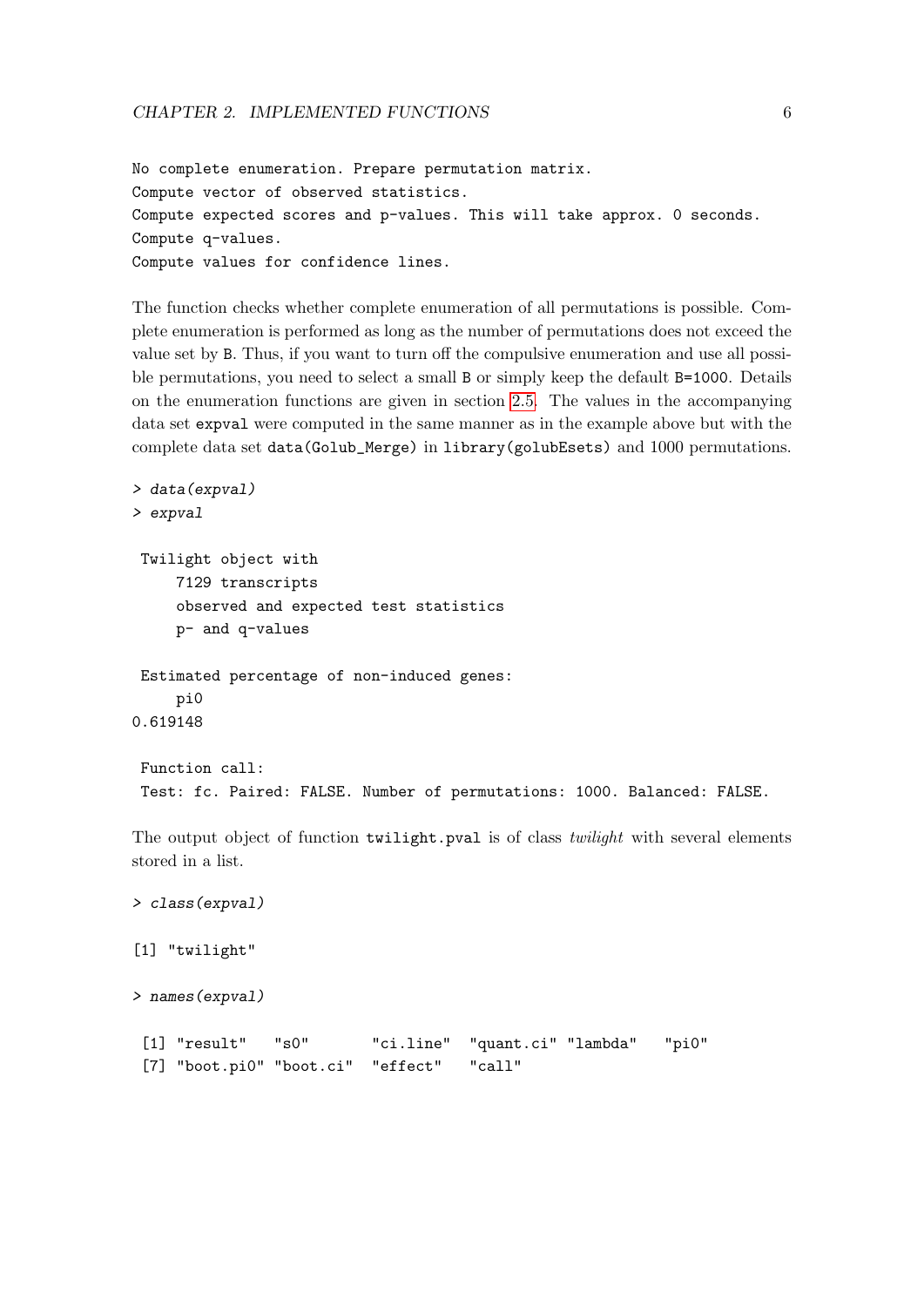```
No complete enumeration. Prepare permutation matrix.
Compute vector of observed statistics.
Compute expected scores and p-values. This will take approx. 0 seconds.
Compute q-values.
Compute values for confidence lines.
```

The function checks whether complete enumeration of all permutations is possible. Complete enumeration is performed as long as the number of permutations does not exceed the value set by `B`. Thus, if you want to turn off the compulsive enumeration and use all possible permutations, you need to select a small `B` or simply keep the default `B=1000`. Details on the enumeration functions are given in section 2.5. The values in the accompanying data set `expval` were computed in the same manner as in the example above but with the complete data set `data(Golub_Merge)` in `library(golubEsets)` and 1000 permutations.

```
> data(expval)
> expval

 Twilight object with
     7129 transcripts
     observed and expected test statistics
     p- and q-values

 Estimated percentage of non-induced genes:
     pi0
0.619148

 Function call:
 Test: fc. Paired: FALSE. Number of permutations: 1000. Balanced: FALSE.
```

The output object of function `twilight.pval` is of class *twilight* with several elements stored in a list.

```
> class(expval)

[1] "twilight"

> names(expval)

 [1] "result"   "s0"       "ci.line"  "quant.ci" "lambda"   "pi0"
 [7] "boot.pi0" "boot.ci"  "effect"   "call"
```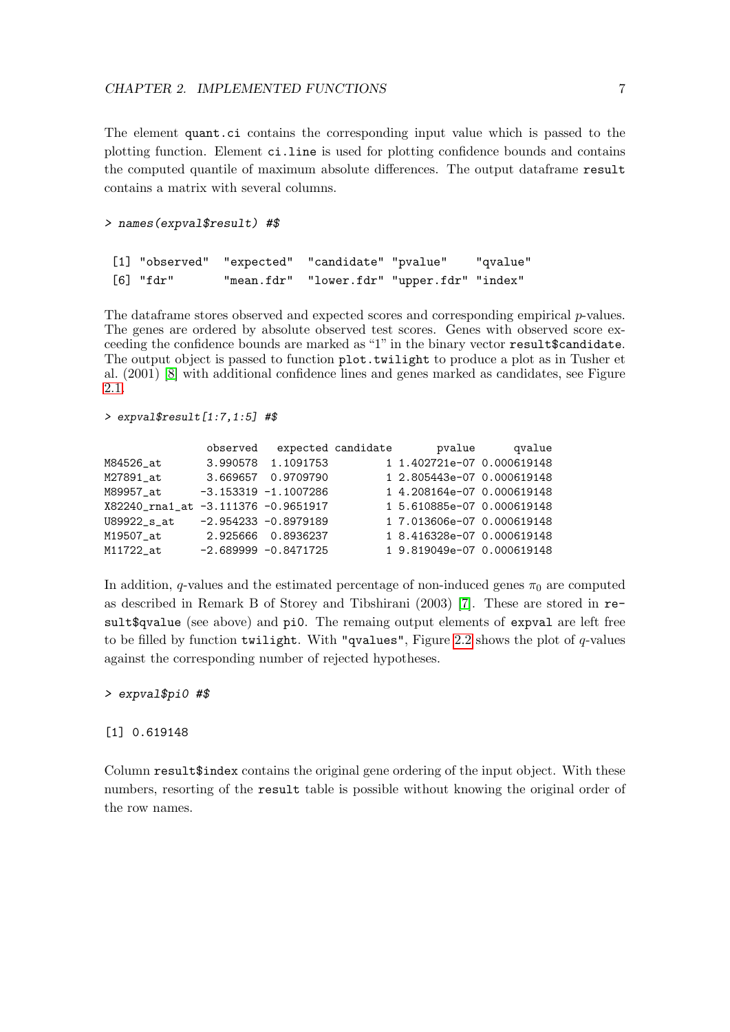The element `quant.ci` contains the corresponding input value which is passed to the plotting function. Element `ci.line` is used for plotting confidence bounds and contains the computed quantile of maximum absolute differences. The output dataframe `result` contains a matrix with several columns.

```
> names(expval$result) #$
```

```
 [1] "observed"   "expected"   "candidate" "pvalue"    "qvalue"
 [6] "fdr"        "mean.fdr"   "lower.fdr" "upper.fdr" "index"
```

The dataframe stores observed and expected scores and corresponding empirical $p$-values. The genes are ordered by absolute observed test scores. Genes with observed score exceeding the confidence bounds are marked as "1" in the binary vector `result$candidate`. The output object is passed to function `plot.twilight` to produce a plot as in Tusher et al. (2001) [8] with additional confidence lines and genes marked as candidates, see Figure 2.1.

```
> expval$result[1:7,1:5] #$
```

```
              observed   expected candidate       pvalue      qvalue
M84526_at     3.990578  1.1091753         1 1.402721e-07 0.000619148
M27891_at     3.669657  0.9709790         1 2.805443e-07 0.000619148
M89957_at    -3.153319 -1.1007286         1 4.208164e-07 0.000619148
X82240_rna1_at -3.111376 -0.9651917       1 5.610885e-07 0.000619148
U89922_s_at  -2.954233 -0.8979189         1 7.013606e-07 0.000619148
M19507_at     2.925666  0.8936237         1 8.416328e-07 0.000619148
M11722_at    -2.689999 -0.8471725         1 9.819049e-07 0.000619148
```

In addition, $q$-values and the estimated percentage of non-induced genes $\pi_0$ are computed as described in Remark B of Storey and Tibshirani (2003) [7]. These are stored in `result$qvalue` (see above) and `pi0`. The remaing output elements of `expval` are left free to be filled by function `twilight`. With `"qvalues"`, Figure 2.2 shows the plot of $q$-values against the corresponding number of rejected hypotheses.

```
> expval$pi0 #$
```

```
[1] 0.619148
```

Column `result$index` contains the original gene ordering of the input object. With these numbers, resorting of the `result` table is possible without knowing the original order of the row names.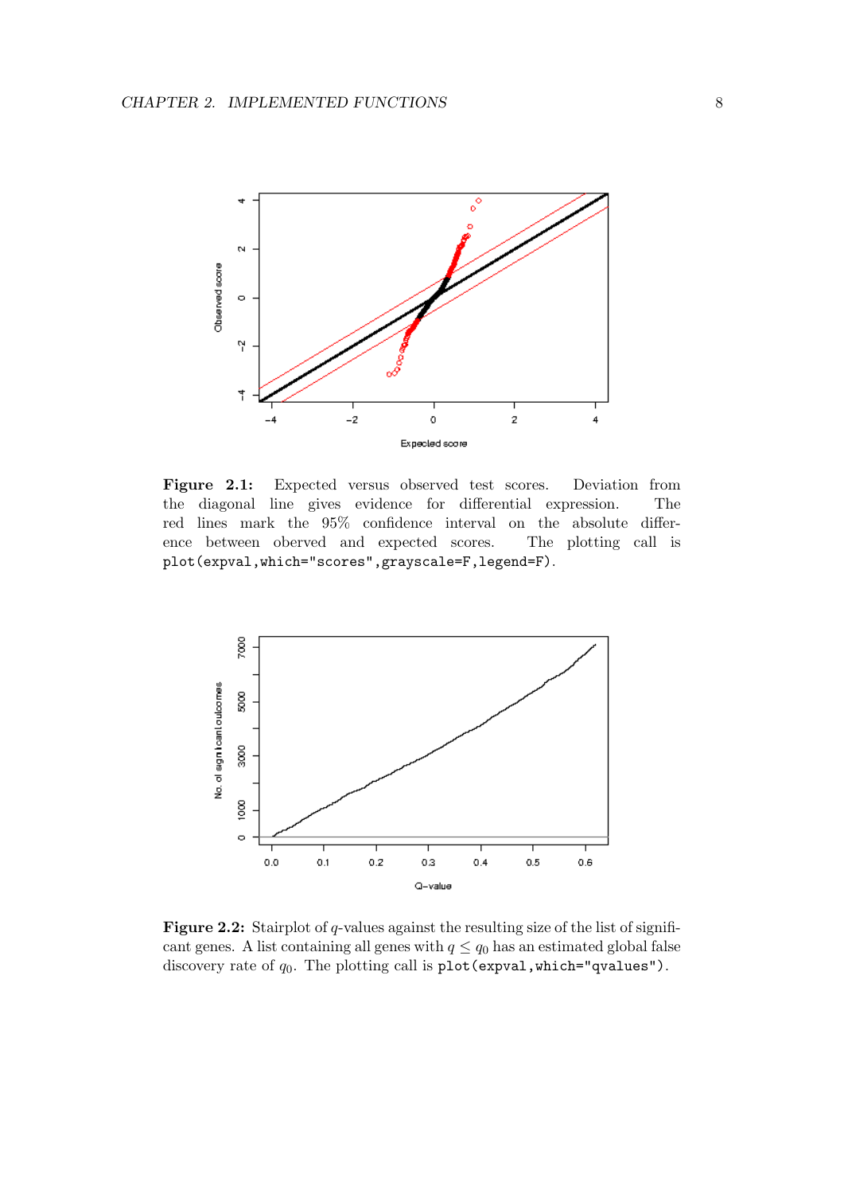**Figure 2.1:** Expected versus observed test scores. Deviation from the diagonal line gives evidence for differential expression. The red lines mark the 95% confidence interval on the absolute difference between oberved and expected scores. The plotting call is `plot(expval,which="scores",grayscale=F,legend=F)`.

**Figure 2.2:** Stairplot of $q$-values against the resulting size of the list of significant genes. A list containing all genes with $q \leq q_0$ has an estimated global false discovery rate of $q_0$. The plotting call is `plot(expval,which="qvalues")`.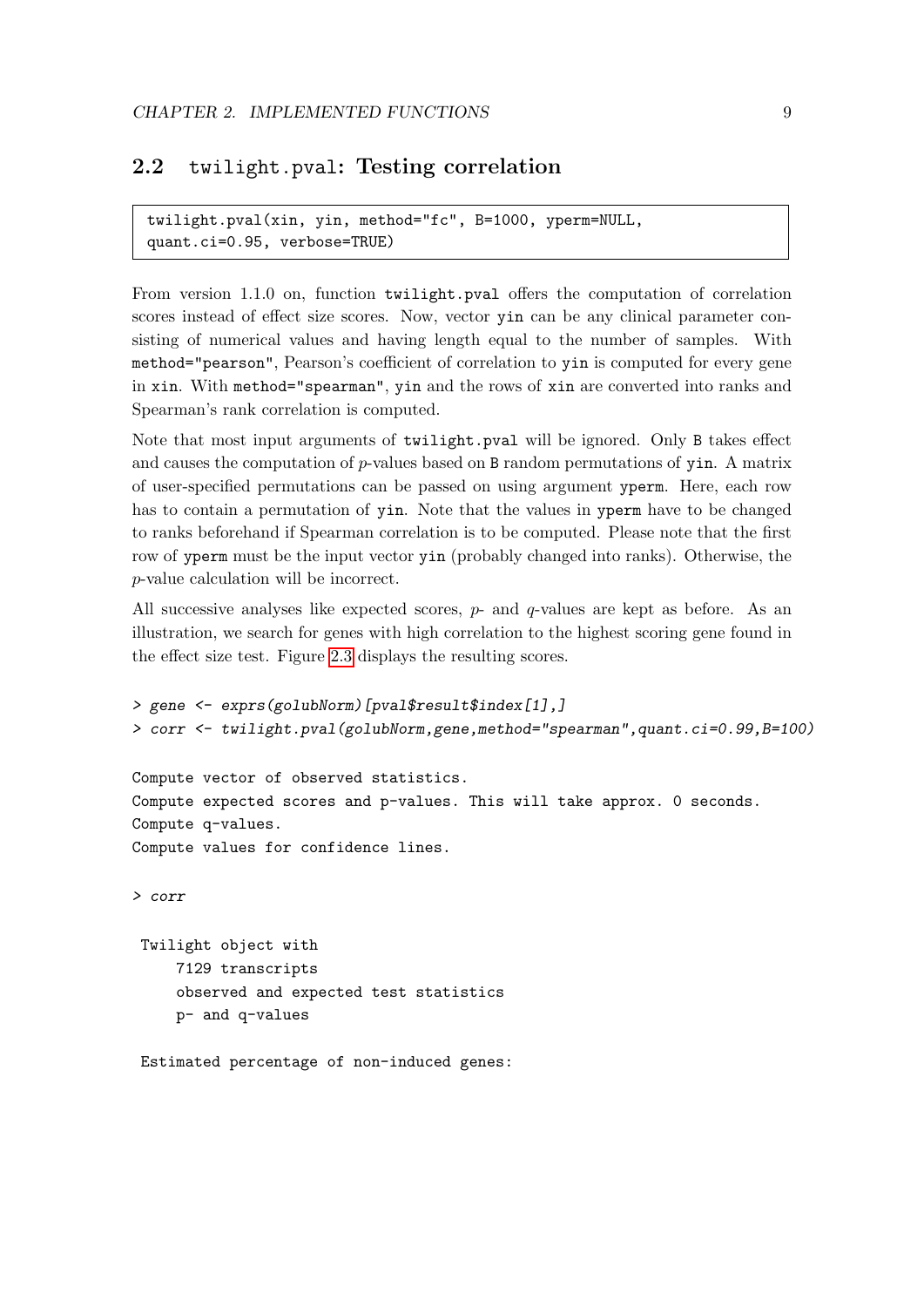## 2.2 twilight.pval: Testing correlation

```
twilight.pval(xin, yin, method="fc", B=1000, yperm=NULL,
quant.ci=0.95, verbose=TRUE)
```

From version 1.1.0 on, function `twilight.pval` offers the computation of correlation scores instead of effect size scores. Now, vector `yin` can be any clinical parameter consisting of numerical values and having length equal to the number of samples. With `method="pearson"`, Pearson's coefficient of correlation to `yin` is computed for every gene in `xin`. With `method="spearman"`, `yin` and the rows of `xin` are converted into ranks and Spearman's rank correlation is computed.

Note that most input arguments of `twilight.pval` will be ignored. Only `B` takes effect and causes the computation of $p$-values based on `B` random permutations of `yin`. A matrix of user-specified permutations can be passed on using argument `yperm`. Here, each row has to contain a permutation of `yin`. Note that the values in `yperm` have to be changed to ranks beforehand if Spearman correlation is to be computed. Please note that the first row of `yperm` must be the input vector `yin` (probably changed into ranks). Otherwise, the $p$-value calculation will be incorrect.

All successive analyses like expected scores, $p$- and $q$-values are kept as before. As an illustration, we search for genes with high correlation to the highest scoring gene found in the effect size test. Figure 2.3 displays the resulting scores.

```
> gene <- exprs(golubNorm)[pval$result$index[1],]
> corr <- twilight.pval(golubNorm,gene,method="spearman",quant.ci=0.99,B=100)

Compute vector of observed statistics.
Compute expected scores and p-values. This will take approx. 0 seconds.
Compute q-values.
Compute values for confidence lines.

> corr

 Twilight object with
     7129 transcripts
     observed and expected test statistics
     p- and q-values

 Estimated percentage of non-induced genes:
```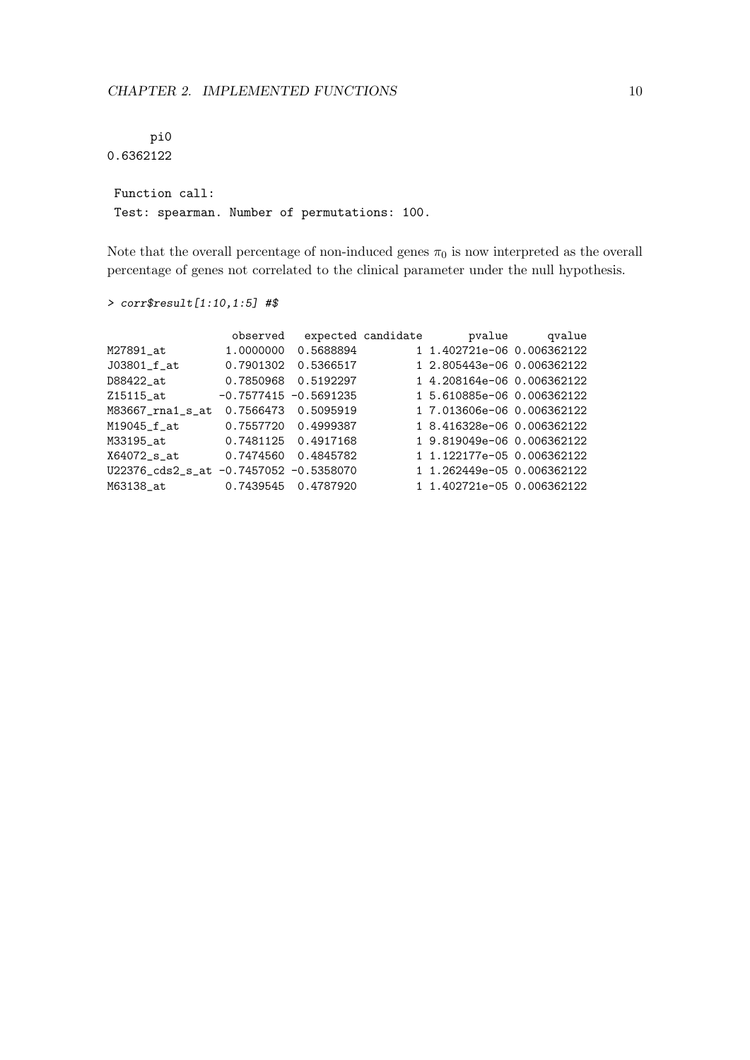```
      pi0
0.6362122

 Function call:
 Test: spearman. Number of permutations: 100.
```

Note that the overall percentage of non-induced genes $\pi_0$ is now interpreted as the overall percentage of genes not correlated to the clinical parameter under the null hypothesis.

```
> corr$result[1:10,1:5] #$

                  observed   expected candidate       pvalue      qvalue
M27891_at        1.0000000  0.5688894         1 1.402721e-06 0.006362122
J03801_f_at      0.7901302  0.5366517         1 2.805443e-06 0.006362122
D88422_at        0.7850968  0.5192297         1 4.208164e-06 0.006362122
Z15115_at       -0.7577415 -0.5691235         1 5.610885e-06 0.006362122
M83667_rna1_s_at  0.7566473  0.5095919         1 7.013606e-06 0.006362122
M19045_f_at      0.7557720  0.4999387         1 8.416328e-06 0.006362122
M33195_at        0.7481125  0.4917168         1 9.819049e-06 0.006362122
X64072_s_at      0.7474560  0.4845782         1 1.122177e-05 0.006362122
U22376_cds2_s_at -0.7457052 -0.5358070         1 1.262449e-05 0.006362122
M63138_at        0.7439545  0.4787920         1 1.402721e-05 0.006362122
```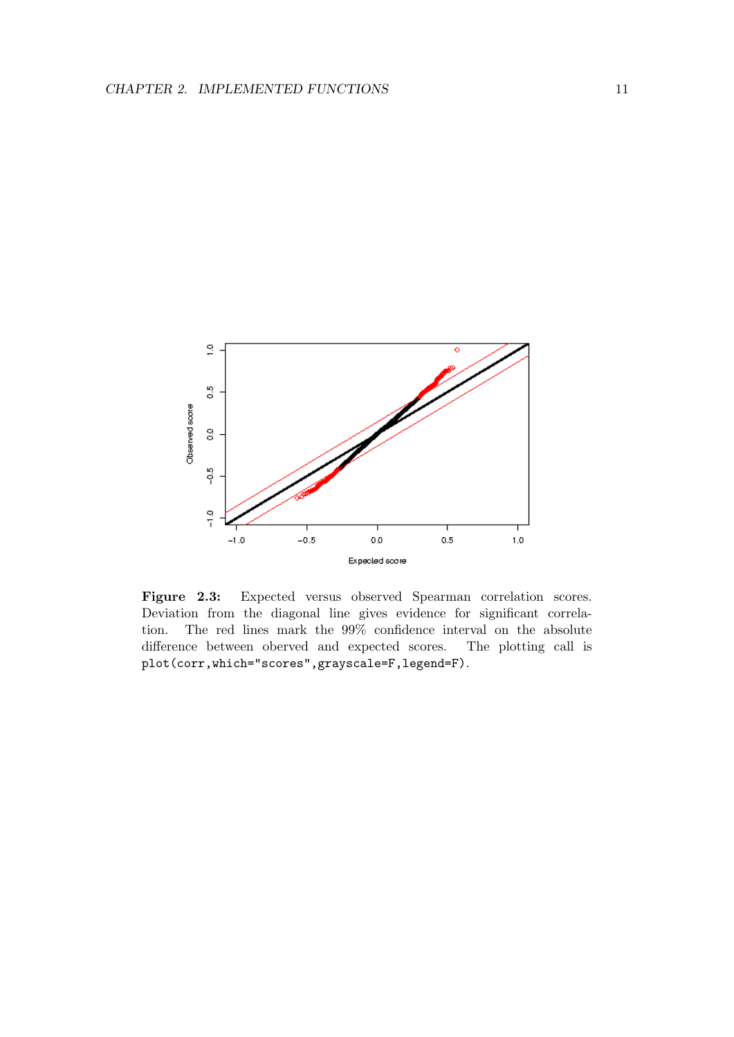**Figure 2.3:** Expected versus observed Spearman correlation scores. Deviation from the diagonal line gives evidence for significant correlation. The red lines mark the 99% confidence interval on the absolute difference between oberved and expected scores. The plotting call is `plot(corr,which="scores",grayscale=F,legend=F)`.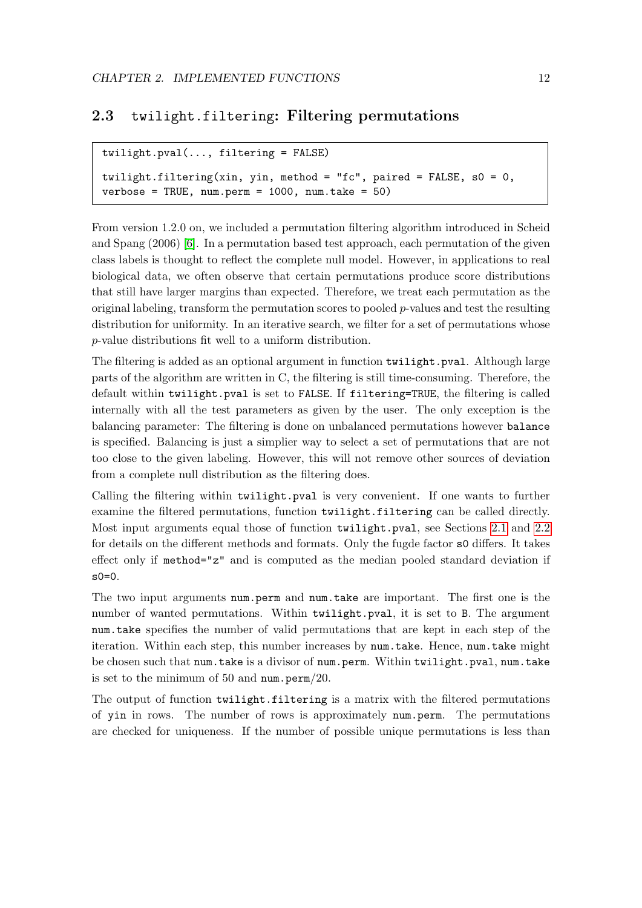## 2.3 twilight.filtering: Filtering permutations

```
twilight.pval(..., filtering = FALSE)

twilight.filtering(xin, yin, method = "fc", paired = FALSE, s0 = 0,
verbose = TRUE, num.perm = 1000, num.take = 50)
```

From version 1.2.0 on, we included a permutation filtering algorithm introduced in Scheid and Spang (2006) [6]. In a permutation based test approach, each permutation of the given class labels is thought to reflect the complete null model. However, in applications to real biological data, we often observe that certain permutations produce score distributions that still have larger margins than expected. Therefore, we treat each permutation as the original labeling, transform the permutation scores to pooled $p$-values and test the resulting distribution for uniformity. In an iterative search, we filter for a set of permutations whose $p$-value distributions fit well to a uniform distribution.

The filtering is added as an optional argument in function `twilight.pval`. Although large parts of the algorithm are written in C, the filtering is still time-consuming. Therefore, the default within `twilight.pval` is set to `FALSE`. If `filtering=TRUE`, the filtering is called internally with all the test parameters as given by the user. The only exception is the balancing parameter: The filtering is done on unbalanced permutations however `balance` is specified. Balancing is just a simplier way to select a set of permutations that are not too close to the given labeling. However, this will not remove other sources of deviation from a complete null distribution as the filtering does.

Calling the filtering within `twilight.pval` is very convenient. If one wants to further examine the filtered permutations, function `twilight.filtering` can be called directly. Most input arguments equal those of function `twilight.pval`, see Sections 2.1 and 2.2 for details on the different methods and formats. Only the fugde factor `s0` differs. It takes effect only if `method="z"` and is computed as the median pooled standard deviation if `s0=0`.

The two input arguments `num.perm` and `num.take` are important. The first one is the number of wanted permutations. Within `twilight.pval`, it is set to `B`. The argument `num.take` specifies the number of valid permutations that are kept in each step of the iteration. Within each step, this number increases by `num.take`. Hence, `num.take` might be chosen such that `num.take` is a divisor of `num.perm`. Within `twilight.pval`, `num.take` is set to the minimum of 50 and `num.perm`/20.

The output of function `twilight.filtering` is a matrix with the filtered permutations of `yin` in rows. The number of rows is approximately `num.perm`. The permutations are checked for uniqueness. If the number of possible unique permutations is less than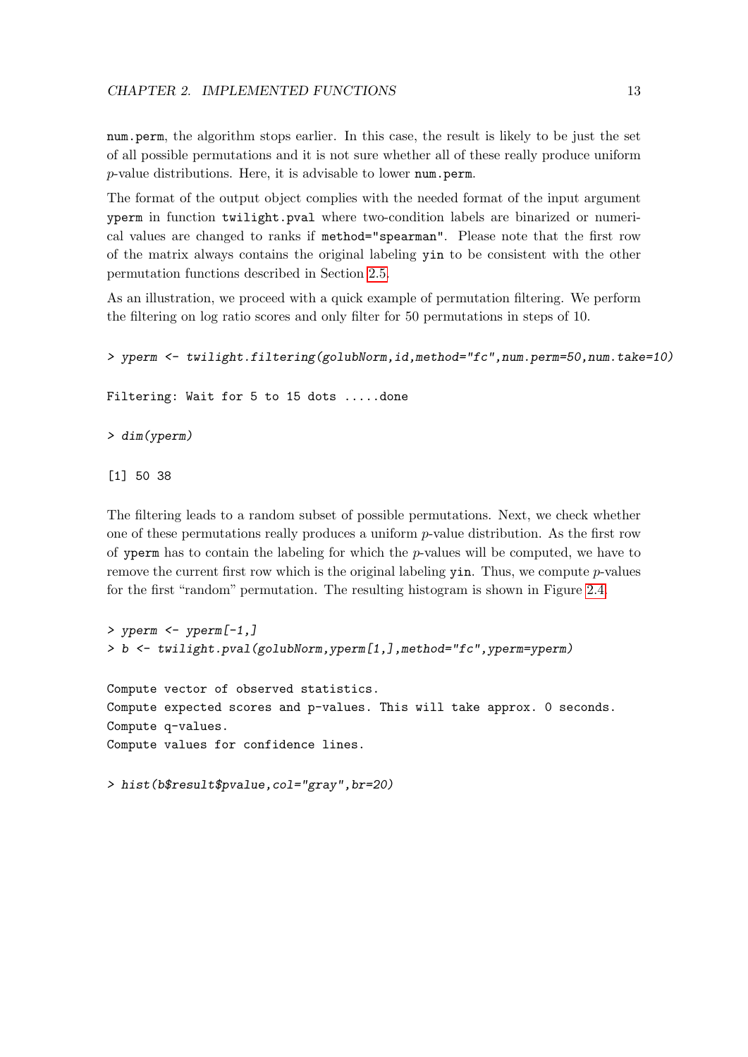num.perm, the algorithm stops earlier. In this case, the result is likely to be just the set of all possible permutations and it is not sure whether all of these really produce uniform $p$-value distributions. Here, it is advisable to lower num.perm.

The format of the output object complies with the needed format of the input argument yperm in function twilight.pval where two-condition labels are binarized or numerical values are changed to ranks if method="spearman". Please note that the first row of the matrix always contains the original labeling yin to be consistent with the other permutation functions described in Section 2.5.

As an illustration, we proceed with a quick example of permutation filtering. We perform the filtering on log ratio scores and only filter for 50 permutations in steps of 10.

```
> yperm <- twilight.filtering(golubNorm,id,method="fc",num.perm=50,num.take=10)

Filtering: Wait for 5 to 15 dots .....done

> dim(yperm)

[1] 50 38
```

The filtering leads to a random subset of possible permutations. Next, we check whether one of these permutations really produces a uniform $p$-value distribution. As the first row of yperm has to contain the labeling for which the $p$-values will be computed, we have to remove the current first row which is the original labeling yin. Thus, we compute $p$-values for the first "random" permutation. The resulting histogram is shown in Figure 2.4.

```
> yperm <- yperm[-1,]
> b <- twilight.pval(golubNorm,yperm[1,],method="fc",yperm=yperm)

Compute vector of observed statistics.
Compute expected scores and p-values. This will take approx. 0 seconds.
Compute q-values.
Compute values for confidence lines.

> hist(b$result$pvalue,col="gray",br=20)
```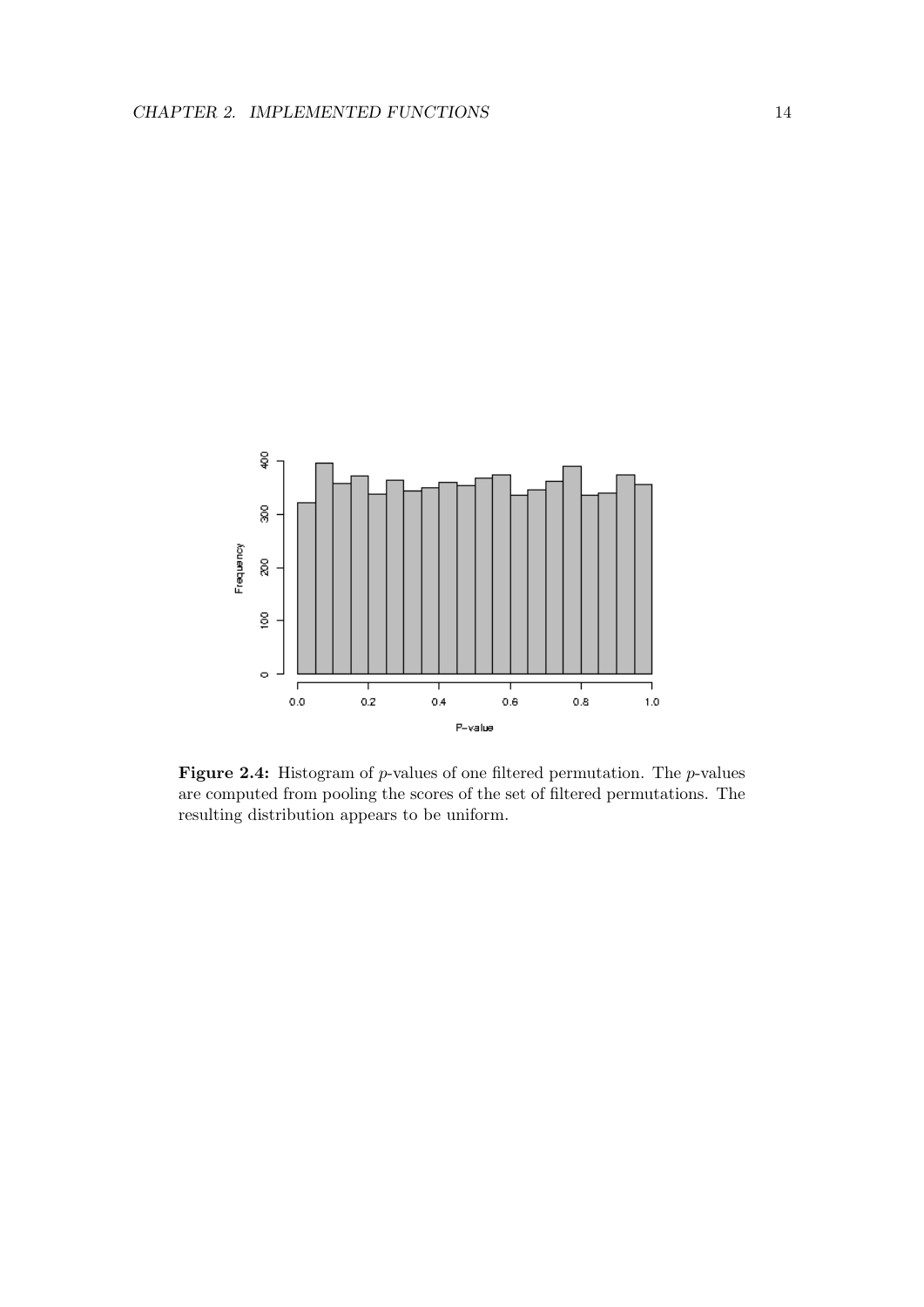**Figure 2.4:** Histogram of $p$-values of one filtered permutation. The $p$-values are computed from pooling the scores of the set of filtered permutations. The resulting distribution appears to be uniform.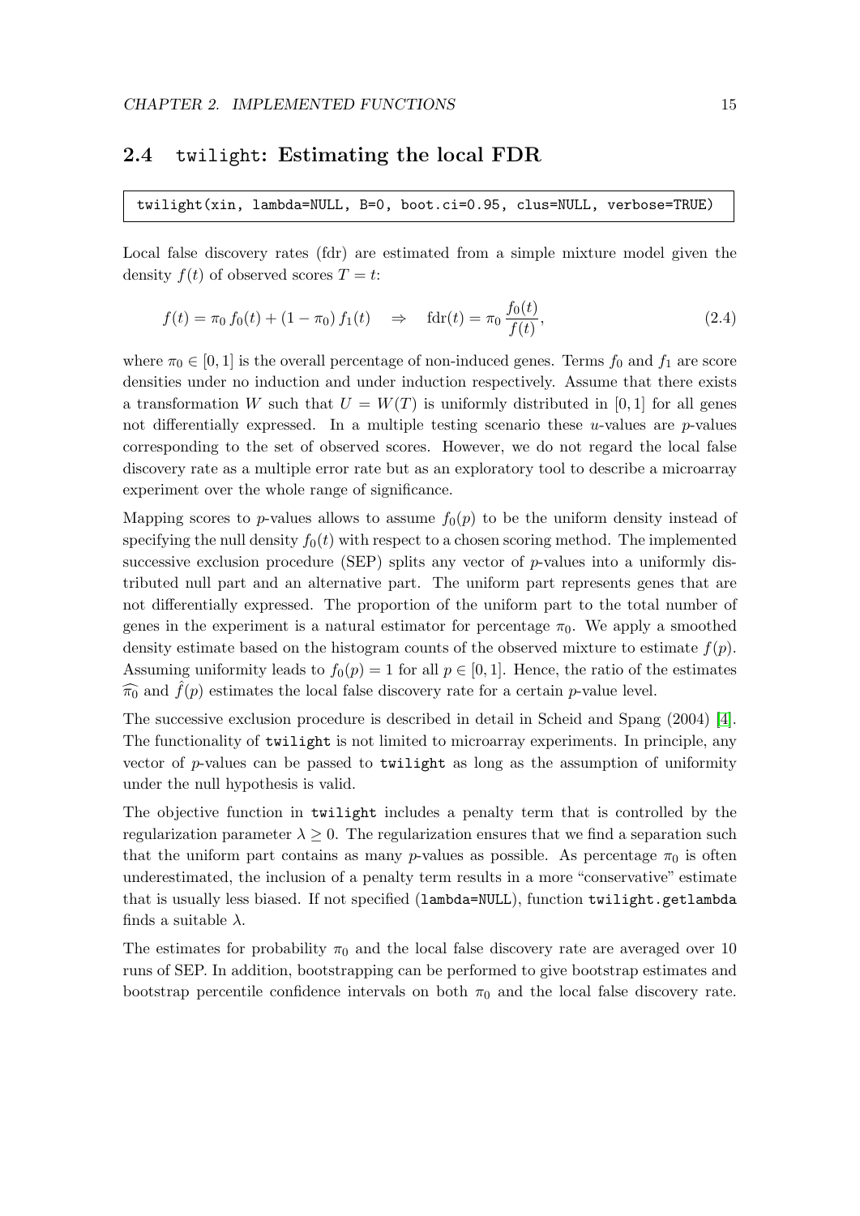## 2.4 twilight: Estimating the local FDR

```
twilight(xin, lambda=NULL, B=0, boot.ci=0.95, clus=NULL, verbose=TRUE)
```

Local false discovery rates (fdr) are estimated from a simple mixture model given the density $f(t)$ of observed scores $T = t$:

$$f(t) = \pi_0 \, f_0(t) + (1 - \pi_0) \, f_1(t) \quad \Rightarrow \quad \text{fdr}(t) = \pi_0 \, \frac{f_0(t)}{f(t)}, \tag{2.4}$$

where $\pi_0 \in [0, 1]$ is the overall percentage of non-induced genes. Terms $f_0$ and $f_1$ are score densities under no induction and under induction respectively. Assume that there exists a transformation $W$ such that $U = W(T)$ is uniformly distributed in $[0, 1]$ for all genes not differentially expressed. In a multiple testing scenario these $u$-values are $p$-values corresponding to the set of observed scores. However, we do not regard the local false discovery rate as a multiple error rate but as an exploratory tool to describe a microarray experiment over the whole range of significance.

Mapping scores to $p$-values allows to assume $f_0(p)$ to be the uniform density instead of specifying the null density $f_0(t)$ with respect to a chosen scoring method. The implemented successive exclusion procedure (SEP) splits any vector of $p$-values into a uniformly distributed null part and an alternative part. The uniform part represents genes that are not differentially expressed. The proportion of the uniform part to the total number of genes in the experiment is a natural estimator for percentage $\pi_0$. We apply a smoothed density estimate based on the histogram counts of the observed mixture to estimate $f(p)$. Assuming uniformity leads to $f_0(p) = 1$ for all $p \in [0, 1]$. Hence, the ratio of the estimates $\widehat{\pi_0}$ and $\hat{f}(p)$ estimates the local false discovery rate for a certain $p$-value level.

The successive exclusion procedure is described in detail in Scheid and Spang (2004) [4]. The functionality of twilight is not limited to microarray experiments. In principle, any vector of $p$-values can be passed to twilight as long as the assumption of uniformity under the null hypothesis is valid.

The objective function in twilight includes a penalty term that is controlled by the regularization parameter $\lambda \geq 0$. The regularization ensures that we find a separation such that the uniform part contains as many $p$-values as possible. As percentage $\pi_0$ is often underestimated, the inclusion of a penalty term results in a more "conservative" estimate that is usually less biased. If not specified (lambda=NULL), function twilight.getlambda finds a suitable $\lambda$.

The estimates for probability $\pi_0$ and the local false discovery rate are averaged over 10 runs of SEP. In addition, bootstrapping can be performed to give bootstrap estimates and bootstrap percentile confidence intervals on both $\pi_0$ and the local false discovery rate.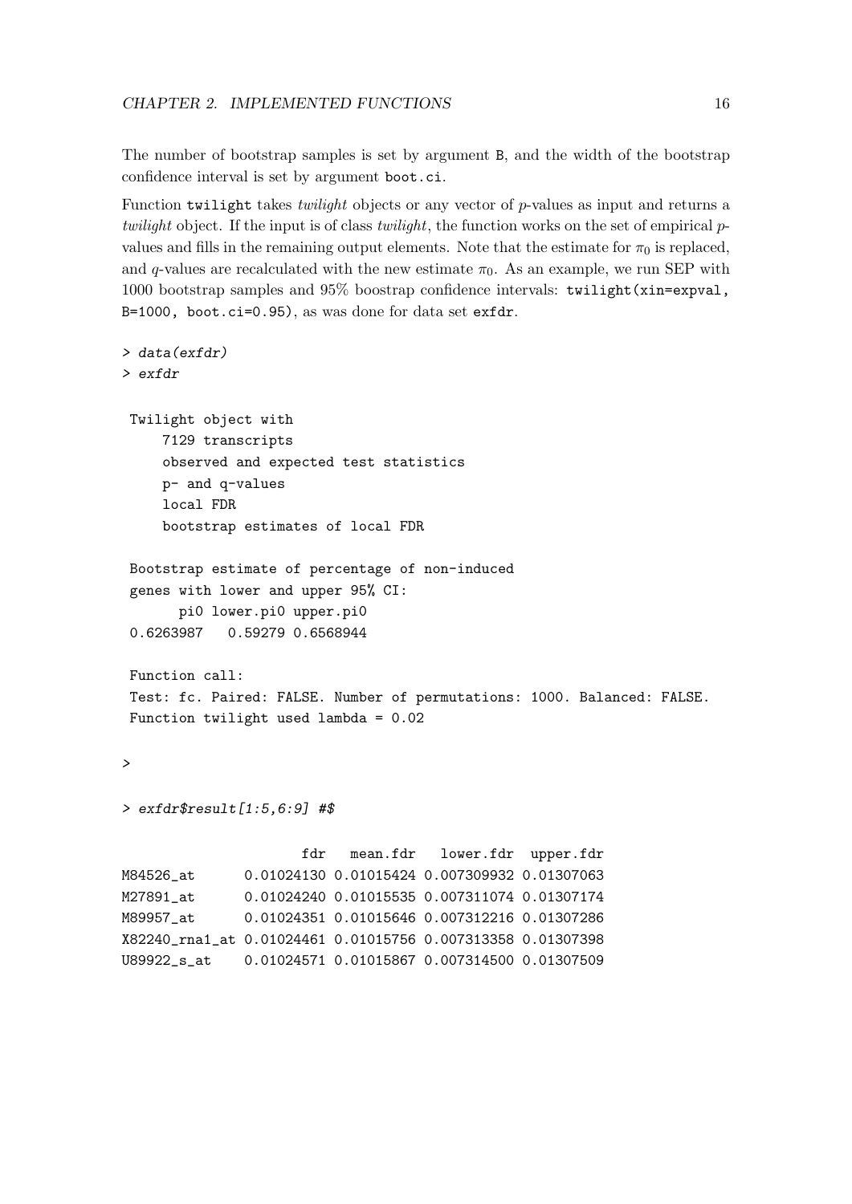The number of bootstrap samples is set by argument `B`, and the width of the bootstrap confidence interval is set by argument `boot.ci`.

Function `twilight` takes *twilight* objects or any vector of $p$-values as input and returns a *twilight* object. If the input is of class *twilight*, the function works on the set of empirical $p$-values and fills in the remaining output elements. Note that the estimate for $\pi_0$ is replaced, and $q$-values are recalculated with the new estimate $\pi_0$. As an example, we run SEP with 1000 bootstrap samples and 95% boostrap confidence intervals: `twilight(xin=expval, B=1000, boot.ci=0.95)`, as was done for data set `exfdr`.

```
> data(exfdr)
> exfdr

 Twilight object with
     7129 transcripts
     observed and expected test statistics
     p- and q-values
     local FDR
     bootstrap estimates of local FDR

 Bootstrap estimate of percentage of non-induced
 genes with lower and upper 95% CI:
       pi0 lower.pi0 upper.pi0
 0.6263987   0.59279 0.6568944

 Function call:
 Test: fc. Paired: FALSE. Number of permutations: 1000. Balanced: FALSE.
 Function twilight used lambda = 0.02

>

> exfdr$result[1:5,6:9] #$

                    fdr   mean.fdr   lower.fdr  upper.fdr
M84526_at      0.01024130 0.01015424 0.007309932 0.01307063
M27891_at      0.01024240 0.01015535 0.007311074 0.01307174
M89957_at      0.01024351 0.01015646 0.007312216 0.01307286
X82240_rna1_at 0.01024461 0.01015756 0.007313358 0.01307398
U89922_s_at    0.01024571 0.01015867 0.007314500 0.01307509
```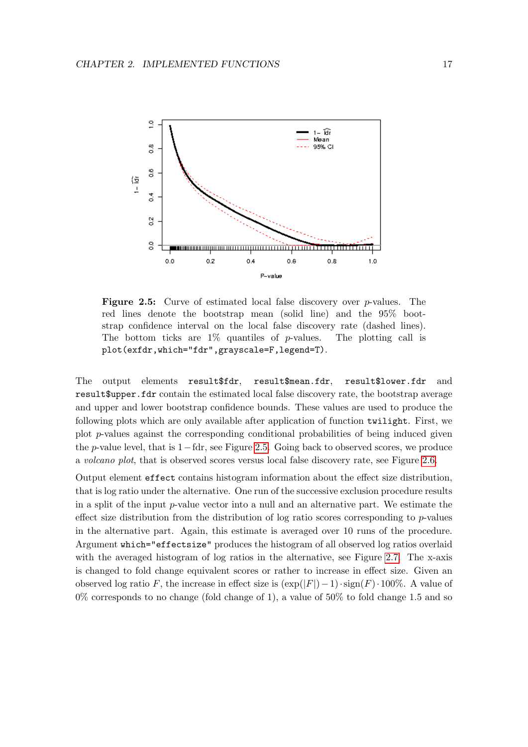**Figure 2.5:** Curve of estimated local false discovery over $p$-values. The red lines denote the bootstrap mean (solid line) and the 95% bootstrap confidence interval on the local false discovery rate (dashed lines). The bottom ticks are 1% quantiles of $p$-values. The plotting call is `plot(exfdr,which="fdr",grayscale=F,legend=T)`.

The output elements `result$fdr`, `result$mean.fdr`, `result$lower.fdr` and `result$upper.fdr` contain the estimated local false discovery rate, the bootstrap average and upper and lower bootstrap confidence bounds. These values are used to produce the following plots which are only available after application of function `twilight`. First, we plot $p$-values against the corresponding conditional probabilities of being induced given the $p$-value level, that is $1 - \text{fdr}$, see Figure 2.5. Going back to observed scores, we produce a *volcano plot*, that is observed scores versus local false discovery rate, see Figure 2.6.

Output element `effect` contains histogram information about the effect size distribution, that is log ratio under the alternative. One run of the successive exclusion procedure results in a split of the input $p$-value vector into a null and an alternative part. We estimate the effect size distribution from the distribution of log ratio scores corresponding to $p$-values in the alternative part. Again, this estimate is averaged over 10 runs of the procedure. Argument `which="effectsize"` produces the histogram of all observed log ratios overlaid with the averaged histogram of log ratios in the alternative, see Figure 2.7. The x-axis is changed to fold change equivalent scores or rather to increase in effect size. Given an observed log ratio $F$, the increase in effect size is $(\exp(|F|) - 1) \cdot \text{sign}(F) \cdot 100\%$. A value of 0% corresponds to no change (fold change of 1), a value of 50% to fold change 1.5 and so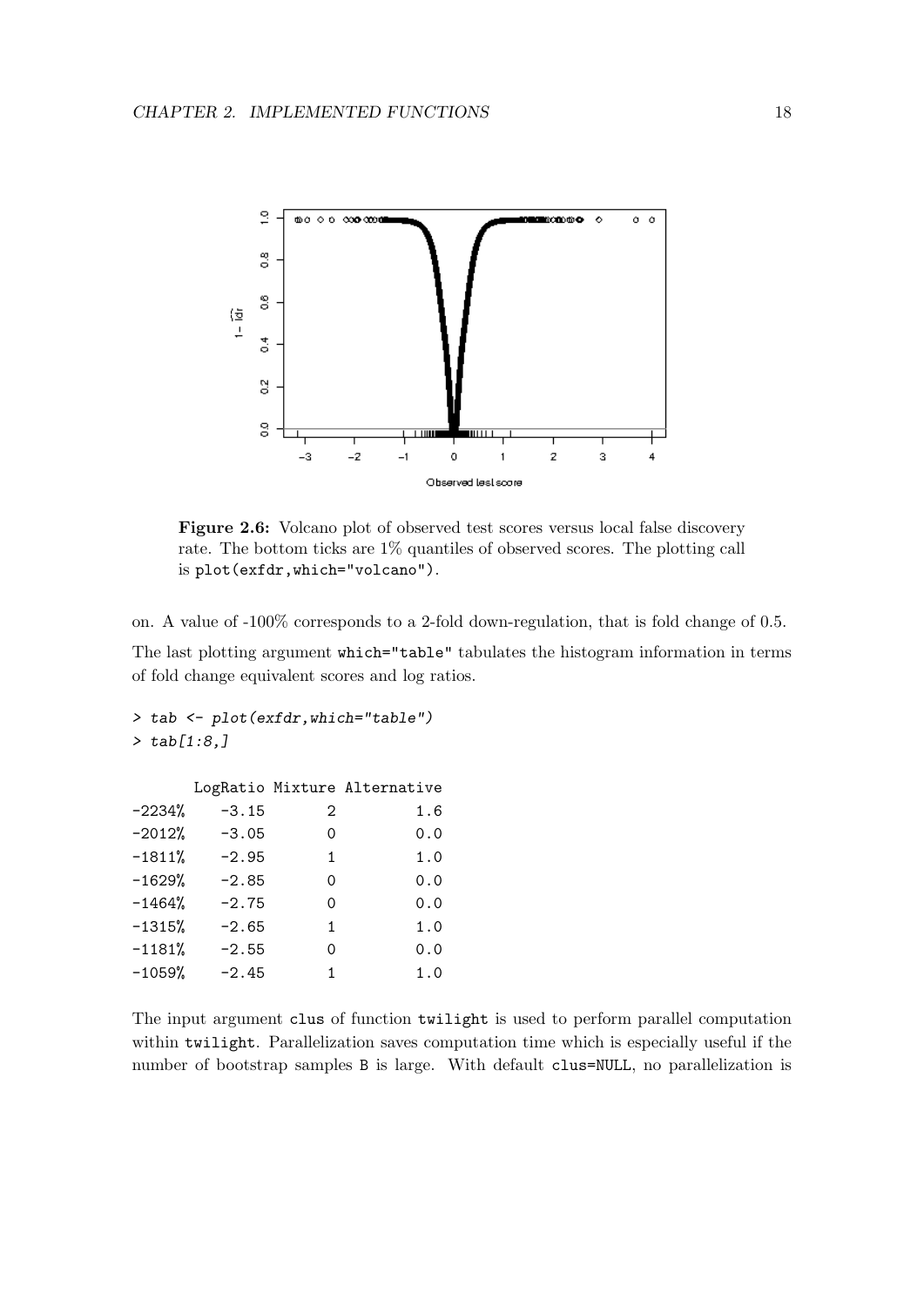**Figure 2.6:** Volcano plot of observed test scores versus local false discovery rate. The bottom ticks are 1% quantiles of observed scores. The plotting call is `plot(exfdr,which="volcano")`.

on. A value of -100% corresponds to a 2-fold down-regulation, that is fold change of 0.5.

The last plotting argument `which="table"` tabulates the histogram information in terms of fold change equivalent scores and log ratios.

```
> tab <- plot(exfdr,which="table")
> tab[1:8,]
```

```
       LogRatio Mixture Alternative
-2234%    -3.15       2         1.6
-2012%    -3.05       0         0.0
-1811%    -2.95       1         1.0
-1629%    -2.85       0         0.0
-1464%    -2.75       0         0.0
-1315%    -2.65       1         1.0
-1181%    -2.55       0         0.0
-1059%    -2.45       1         1.0
```

The input argument `clus` of function `twilight` is used to perform parallel computation within `twilight`. Parallelization saves computation time which is especially useful if the number of bootstrap samples `B` is large. With default `clus=NULL`, no parallelization is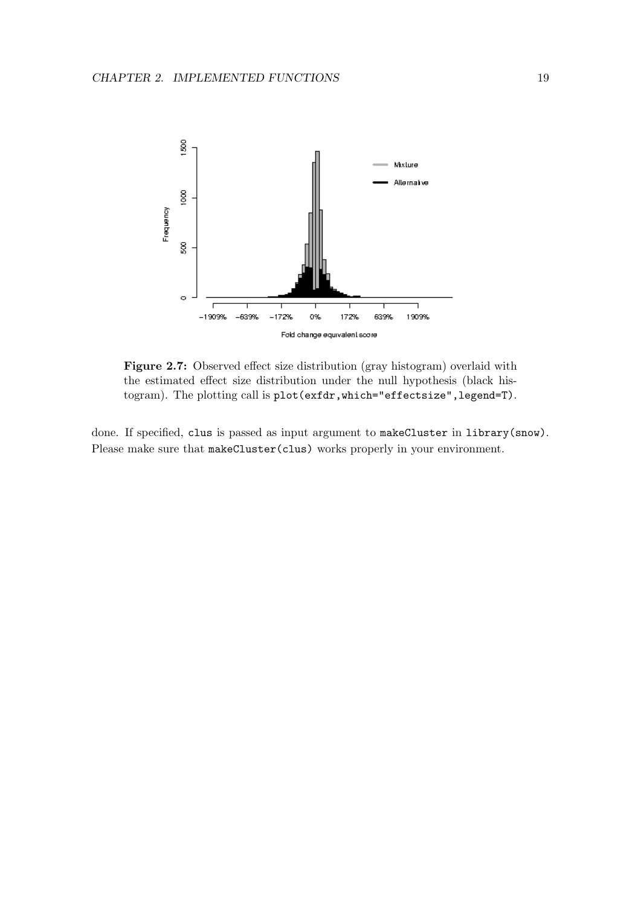**Figure 2.7:** Observed effect size distribution (gray histogram) overlaid with the estimated effect size distribution under the null hypothesis (black histogram). The plotting call is `plot(exfdr,which="effectsize",legend=T)`.

done. If specified, `clus` is passed as input argument to `makeCluster` in `library(snow)`. Please make sure that `makeCluster(clus)` works properly in your environment.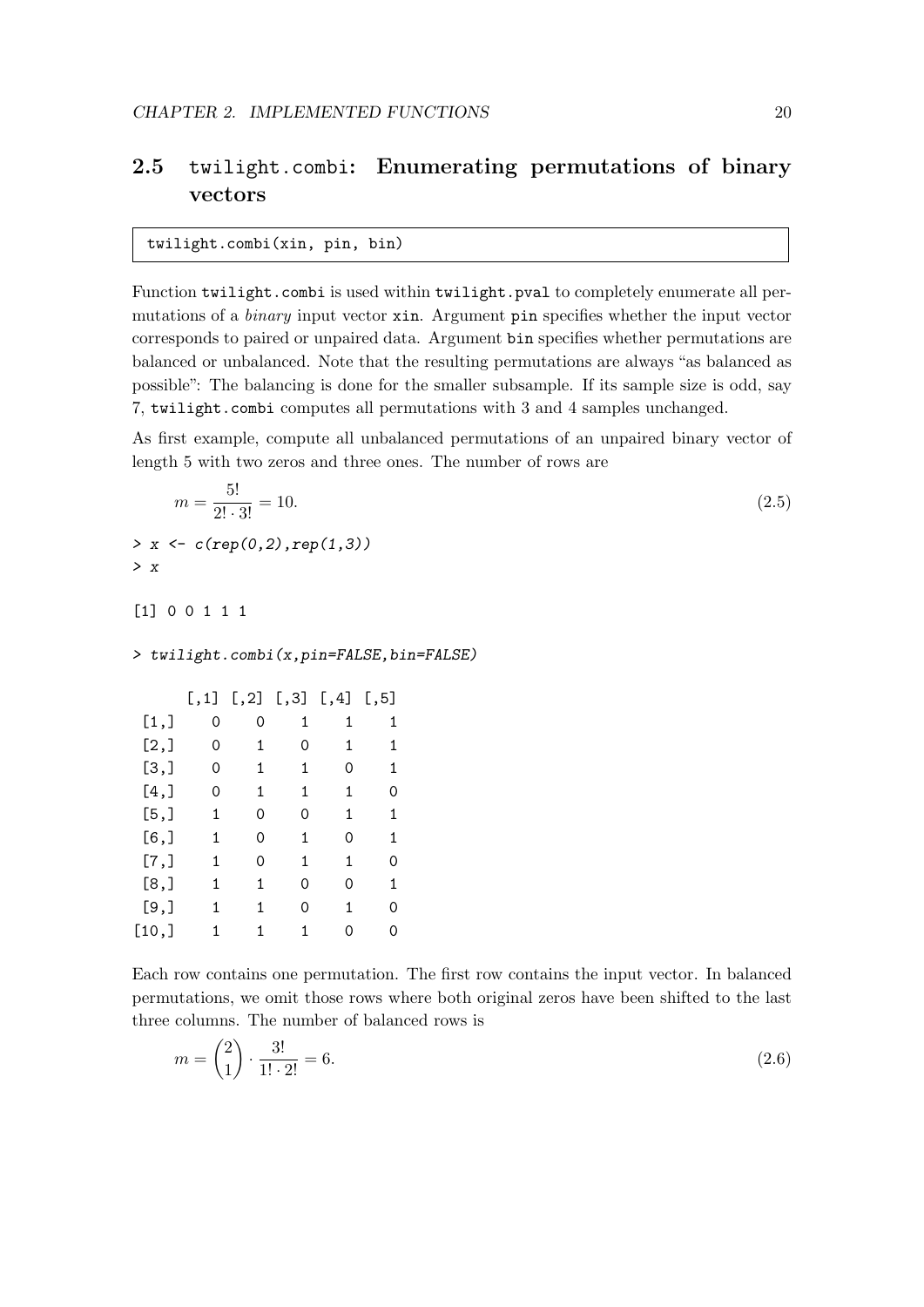## 2.5 `twilight.combi`: Enumerating permutations of binary vectors

```
twilight.combi(xin, pin, bin)
```

Function `twilight.combi` is used within `twilight.pval` to completely enumerate all permutations of a *binary* input vector `xin`. Argument `pin` specifies whether the input vector corresponds to paired or unpaired data. Argument `bin` specifies whether permutations are balanced or unbalanced. Note that the resulting permutations are always "as balanced as possible": The balancing is done for the smaller subsample. If its sample size is odd, say 7, `twilight.combi` computes all permutations with 3 and 4 samples unchanged.

As first example, compute all unbalanced permutations of an unpaired binary vector of length 5 with two zeros and three ones. The number of rows are

$$m = \frac{5!}{2! \cdot 3!} = 10. \tag{2.5}$$

```
> x <- c(rep(0,2),rep(1,3))
> x

[1] 0 0 1 1 1

> twilight.combi(x,pin=FALSE,bin=FALSE)

      [,1] [,2] [,3] [,4] [,5]
 [1,]    0    0    1    1    1
 [2,]    0    1    0    1    1
 [3,]    0    1    1    0    1
 [4,]    0    1    1    1    0
 [5,]    1    0    0    1    1
 [6,]    1    0    1    0    1
 [7,]    1    0    1    1    0
 [8,]    1    1    0    0    1
 [9,]    1    1    0    1    0
[10,]    1    1    1    0    0
```

Each row contains one permutation. The first row contains the input vector. In balanced permutations, we omit those rows where both original zeros have been shifted to the last three columns. The number of balanced rows is

$$m = \binom{2}{1} \cdot \frac{3!}{1! \cdot 2!} = 6. \tag{2.6}$$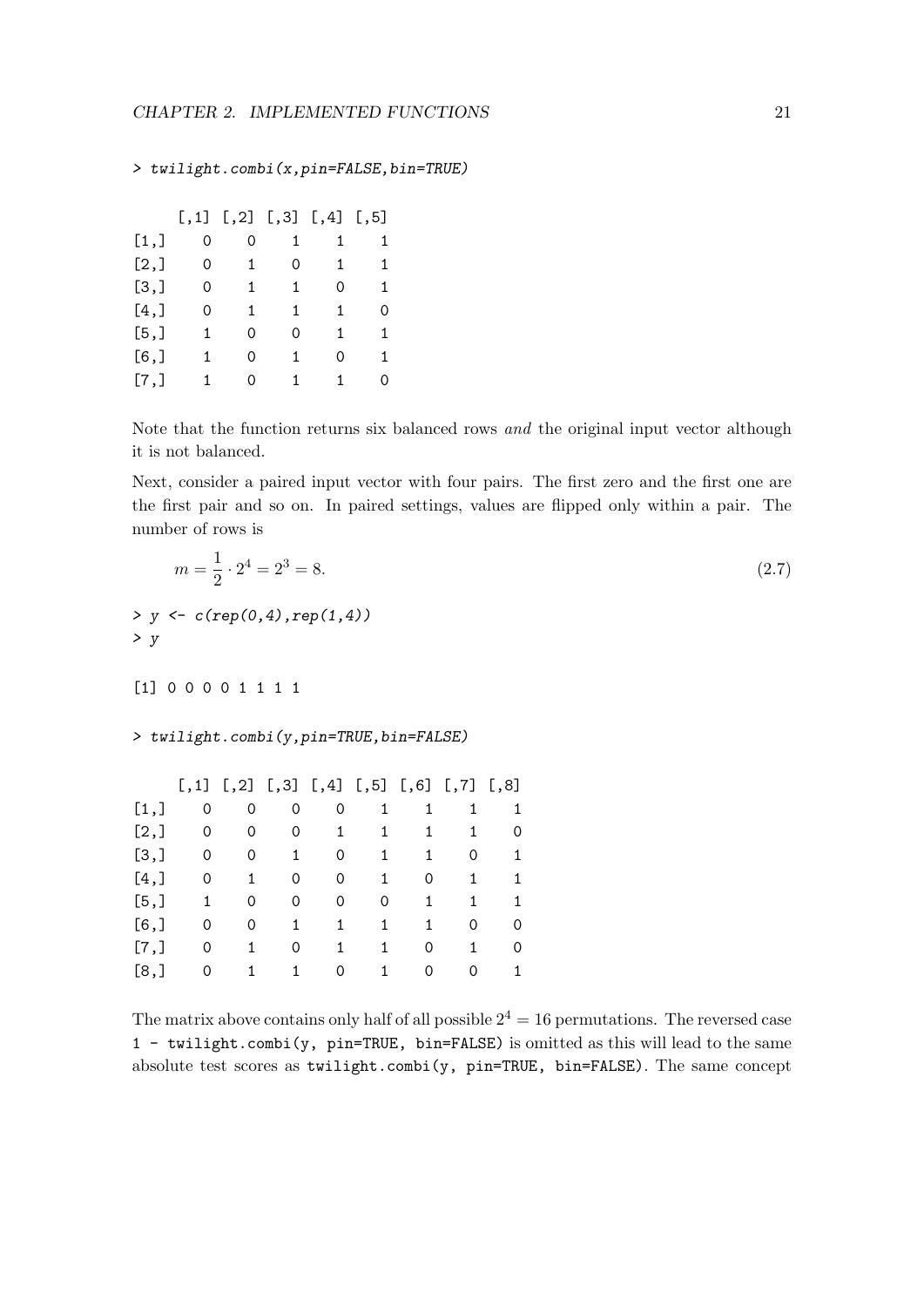```
> twilight.combi(x,pin=FALSE,bin=TRUE)

     [,1] [,2] [,3] [,4] [,5]
[1,]    0    0    1    1    1
[2,]    0    1    0    1    1
[3,]    0    1    1    0    1
[4,]    0    1    1    1    0
[5,]    1    0    0    1    1
[6,]    1    0    1    0    1
[7,]    1    0    1    1    0
```

Note that the function returns six balanced rows *and* the original input vector although it is not balanced.

Next, consider a paired input vector with four pairs. The first zero and the first one are the first pair and so on. In paired settings, values are flipped only within a pair. The number of rows is

$$m = \frac{1}{2} \cdot 2^4 = 2^3 = 8. \tag{2.7}$$

```
> y <- c(rep(0,4),rep(1,4))
> y

[1] 0 0 0 0 1 1 1 1

> twilight.combi(y,pin=TRUE,bin=FALSE)

     [,1] [,2] [,3] [,4] [,5] [,6] [,7] [,8]
[1,]    0    0    0    0    1    1    1    1
[2,]    0    0    0    1    1    1    1    0
[3,]    0    0    1    0    1    1    0    1
[4,]    0    1    0    0    1    0    1    1
[5,]    1    0    0    0    0    1    1    1
[6,]    0    0    1    1    1    1    0    0
[7,]    0    1    0    1    1    0    1    0
[8,]    0    1    1    0    1    0    0    1
```

The matrix above contains only half of all possible $2^4 = 16$ permutations. The reversed case `1 - twilight.combi(y, pin=TRUE, bin=FALSE)` is omitted as this will lead to the same absolute test scores as `twilight.combi(y, pin=TRUE, bin=FALSE)`. The same concept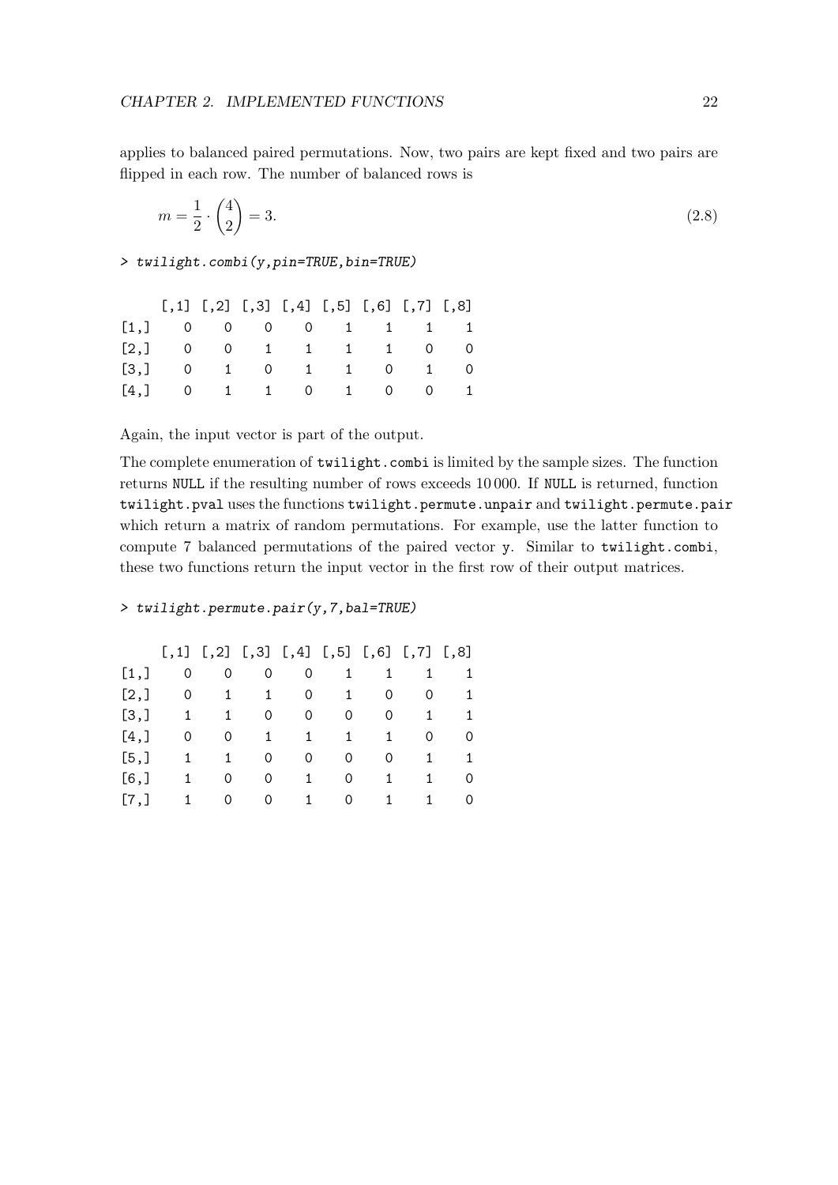applies to balanced paired permutations. Now, two pairs are kept fixed and two pairs are flipped in each row. The number of balanced rows is

$$m = \frac{1}{2} \cdot \binom{4}{2} = 3. \tag{2.8}$$

```
> twilight.combi(y,pin=TRUE,bin=TRUE)
```

```
     [,1] [,2] [,3] [,4] [,5] [,6] [,7] [,8]
[1,]    0    0    0    0    1    1    1    1
[2,]    0    0    1    1    1    1    0    0
[3,]    0    1    0    1    1    0    1    0
[4,]    0    1    1    0    1    0    0    1
```

Again, the input vector is part of the output.

The complete enumeration of `twilight.combi` is limited by the sample sizes. The function returns `NULL` if the resulting number of rows exceeds 10 000. If `NULL` is returned, function `twilight.pval` uses the functions `twilight.permute.unpair` and `twilight.permute.pair` which return a matrix of random permutations. For example, use the latter function to compute 7 balanced permutations of the paired vector `y`. Similar to `twilight.combi`, these two functions return the input vector in the first row of their output matrices.

```
> twilight.permute.pair(y,7,bal=TRUE)
```

```
     [,1] [,2] [,3] [,4] [,5] [,6] [,7] [,8]
[1,]    0    0    0    0    1    1    1    1
[2,]    0    1    1    0    1    0    0    1
[3,]    1    1    0    0    0    0    1    1
[4,]    0    0    1    1    1    1    0    0
[5,]    1    1    0    0    0    0    1    1
[6,]    1    0    0    1    0    1    1    0
[7,]    1    0    0    1    0    1    1    0
```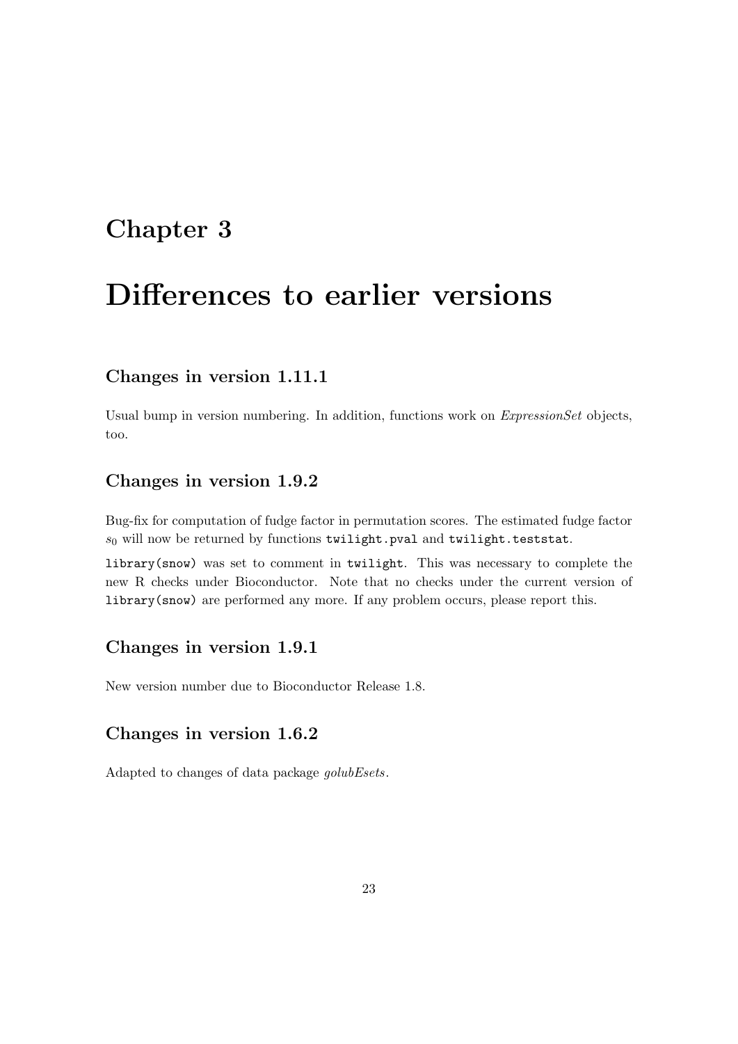# Chapter 3

# Differences to earlier versions

### Changes in version 1.11.1

Usual bump in version numbering. In addition, functions work on *ExpressionSet* objects, too.

### Changes in version 1.9.2

Bug-fix for computation of fudge factor in permutation scores. The estimated fudge factor $s_0$ will now be returned by functions `twilight.pval` and `twilight.teststat`.

`library(snow)` was set to comment in `twilight`. This was necessary to complete the new R checks under Bioconductor. Note that no checks under the current version of `library(snow)` are performed any more. If any problem occurs, please report this.

### Changes in version 1.9.1

New version number due to Bioconductor Release 1.8.

### Changes in version 1.6.2

Adapted to changes of data package *golubEsets*.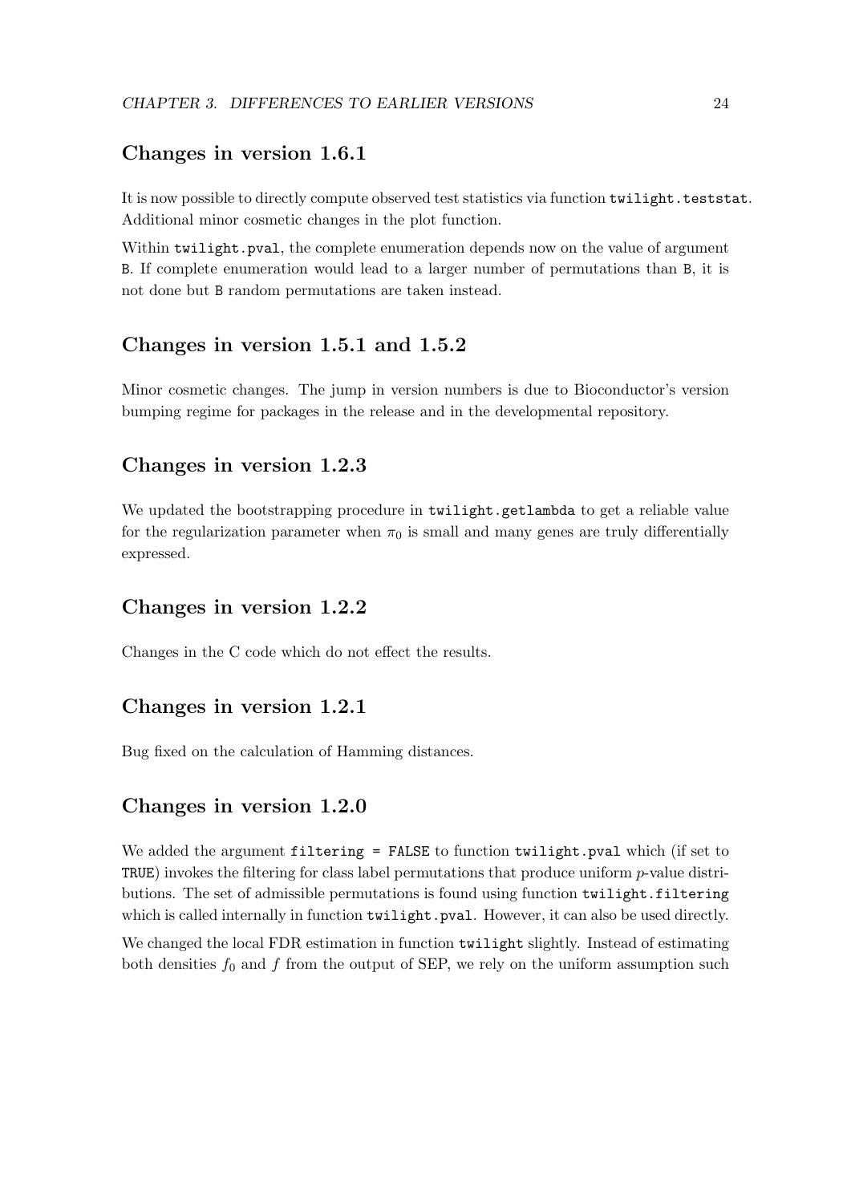## Changes in version 1.6.1

It is now possible to directly compute observed test statistics via function `twilight.teststat`. Additional minor cosmetic changes in the plot function.

Within `twilight.pval`, the complete enumeration depends now on the value of argument `B`. If complete enumeration would lead to a larger number of permutations than `B`, it is not done but `B` random permutations are taken instead.

## Changes in version 1.5.1 and 1.5.2

Minor cosmetic changes. The jump in version numbers is due to Bioconductor's version bumping regime for packages in the release and in the developmental repository.

## Changes in version 1.2.3

We updated the bootstrapping procedure in `twilight.getlambda` to get a reliable value for the regularization parameter when $\pi_0$ is small and many genes are truly differentially expressed.

## Changes in version 1.2.2

Changes in the C code which do not effect the results.

## Changes in version 1.2.1

Bug fixed on the calculation of Hamming distances.

## Changes in version 1.2.0

We added the argument `filtering = FALSE` to function `twilight.pval` which (if set to `TRUE`) invokes the filtering for class label permutations that produce uniform $p$-value distributions. The set of admissible permutations is found using function `twilight.filtering` which is called internally in function `twilight.pval`. However, it can also be used directly.

We changed the local FDR estimation in function `twilight` slightly. Instead of estimating both densities $f_0$ and $f$ from the output of SEP, we rely on the uniform assumption such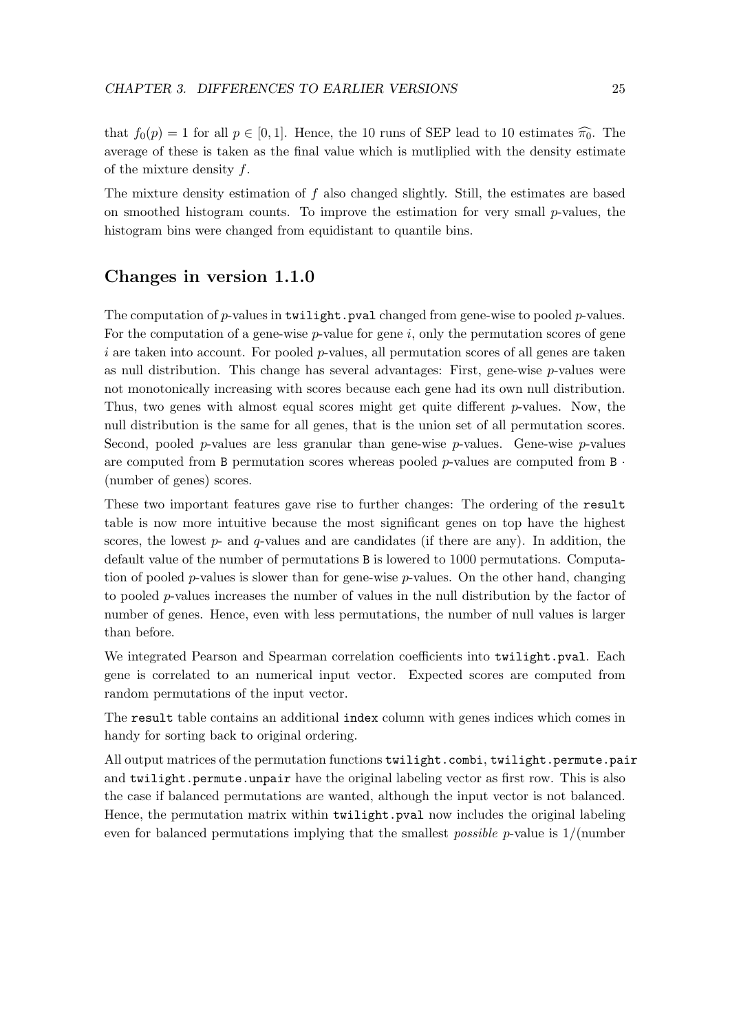that $f_0(p) = 1$ for all $p \in [0, 1]$. Hence, the 10 runs of SEP lead to 10 estimates $\widehat{\pi_0}$. The average of these is taken as the final value which is mutliplied with the density estimate of the mixture density $f$.

The mixture density estimation of $f$ also changed slightly. Still, the estimates are based on smoothed histogram counts. To improve the estimation for very small $p$-values, the histogram bins were changed from equidistant to quantile bins.

## Changes in version 1.1.0

The computation of $p$-values in `twilight.pval` changed from gene-wise to pooled $p$-values. For the computation of a gene-wise $p$-value for gene $i$, only the permutation scores of gene $i$ are taken into account. For pooled $p$-values, all permutation scores of all genes are taken as null distribution. This change has several advantages: First, gene-wise $p$-values were not monotonically increasing with scores because each gene had its own null distribution. Thus, two genes with almost equal scores might get quite different $p$-values. Now, the null distribution is the same for all genes, that is the union set of all permutation scores. Second, pooled $p$-values are less granular than gene-wise $p$-values. Gene-wise $p$-values are computed from `B` permutation scores whereas pooled $p$-values are computed from `B` $\cdot$ (number of genes) scores.

These two important features gave rise to further changes: The ordering of the `result` table is now more intuitive because the most significant genes on top have the highest scores, the lowest $p$- and $q$-values and are candidates (if there are any). In addition, the default value of the number of permutations `B` is lowered to 1000 permutations. Computation of pooled $p$-values is slower than for gene-wise $p$-values. On the other hand, changing to pooled $p$-values increases the number of values in the null distribution by the factor of number of genes. Hence, even with less permutations, the number of null values is larger than before.

We integrated Pearson and Spearman correlation coefficients into `twilight.pval`. Each gene is correlated to an numerical input vector. Expected scores are computed from random permutations of the input vector.

The `result` table contains an additional `index` column with genes indices which comes in handy for sorting back to original ordering.

All output matrices of the permutation functions `twilight.combi`, `twilight.permute.pair` and `twilight.permute.unpair` have the original labeling vector as first row. This is also the case if balanced permutations are wanted, although the input vector is not balanced. Hence, the permutation matrix within `twilight.pval` now includes the original labeling even for balanced permutations implying that the smallest *possible* $p$-value is 1/(number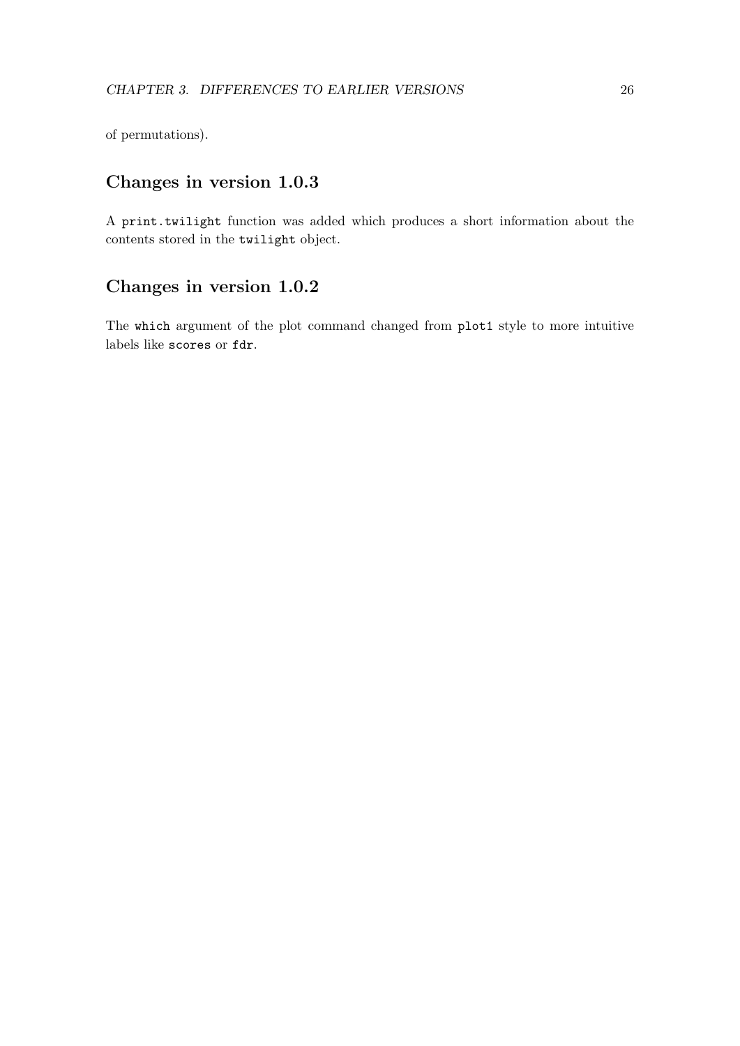of permutations).

## Changes in version 1.0.3

A `print.twilight` function was added which produces a short information about the contents stored in the `twilight` object.

## Changes in version 1.0.2

The `which` argument of the plot command changed from `plot1` style to more intuitive labels like `scores` or `fdr`.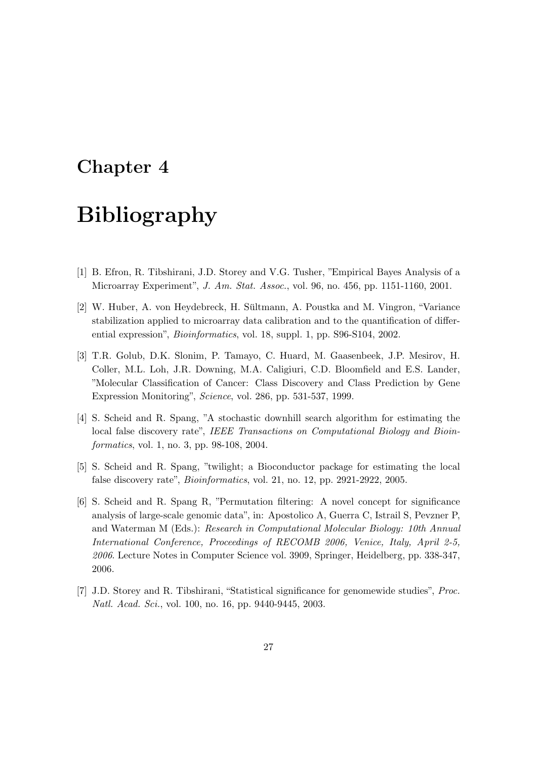# Chapter 4

# Bibliography

[1] B. Efron, R. Tibshirani, J.D. Storey and V.G. Tusher, "Empirical Bayes Analysis of a Microarray Experiment", *J. Am. Stat. Assoc.*, vol. 96, no. 456, pp. 1151-1160, 2001.

[2] W. Huber, A. von Heydebreck, H. Sültmann, A. Poustka and M. Vingron, "Variance stabilization applied to microarray data calibration and to the quantification of differential expression", *Bioinformatics*, vol. 18, suppl. 1, pp. S96-S104, 2002.

[3] T.R. Golub, D.K. Slonim, P. Tamayo, C. Huard, M. Gaasenbeek, J.P. Mesirov, H. Coller, M.L. Loh, J.R. Downing, M.A. Caligiuri, C.D. Bloomfield and E.S. Lander, "Molecular Classification of Cancer: Class Discovery and Class Prediction by Gene Expression Monitoring", *Science*, vol. 286, pp. 531-537, 1999.

[4] S. Scheid and R. Spang, "A stochastic downhill search algorithm for estimating the local false discovery rate", *IEEE Transactions on Computational Biology and Bioinformatics*, vol. 1, no. 3, pp. 98-108, 2004.

[5] S. Scheid and R. Spang, "twilight; a Bioconductor package for estimating the local false discovery rate", *Bioinformatics*, vol. 21, no. 12, pp. 2921-2922, 2005.

[6] S. Scheid and R. Spang R, "Permutation filtering: A novel concept for significance analysis of large-scale genomic data", in: Apostolico A, Guerra C, Istrail S, Pevzner P, and Waterman M (Eds.): *Research in Computational Molecular Biology: 10th Annual International Conference, Proceedings of RECOMB 2006, Venice, Italy, April 2-5, 2006.* Lecture Notes in Computer Science vol. 3909, Springer, Heidelberg, pp. 338-347, 2006.

[7] J.D. Storey and R. Tibshirani, "Statistical significance for genomewide studies", *Proc. Natl. Acad. Sci.*, vol. 100, no. 16, pp. 9440-9445, 2003.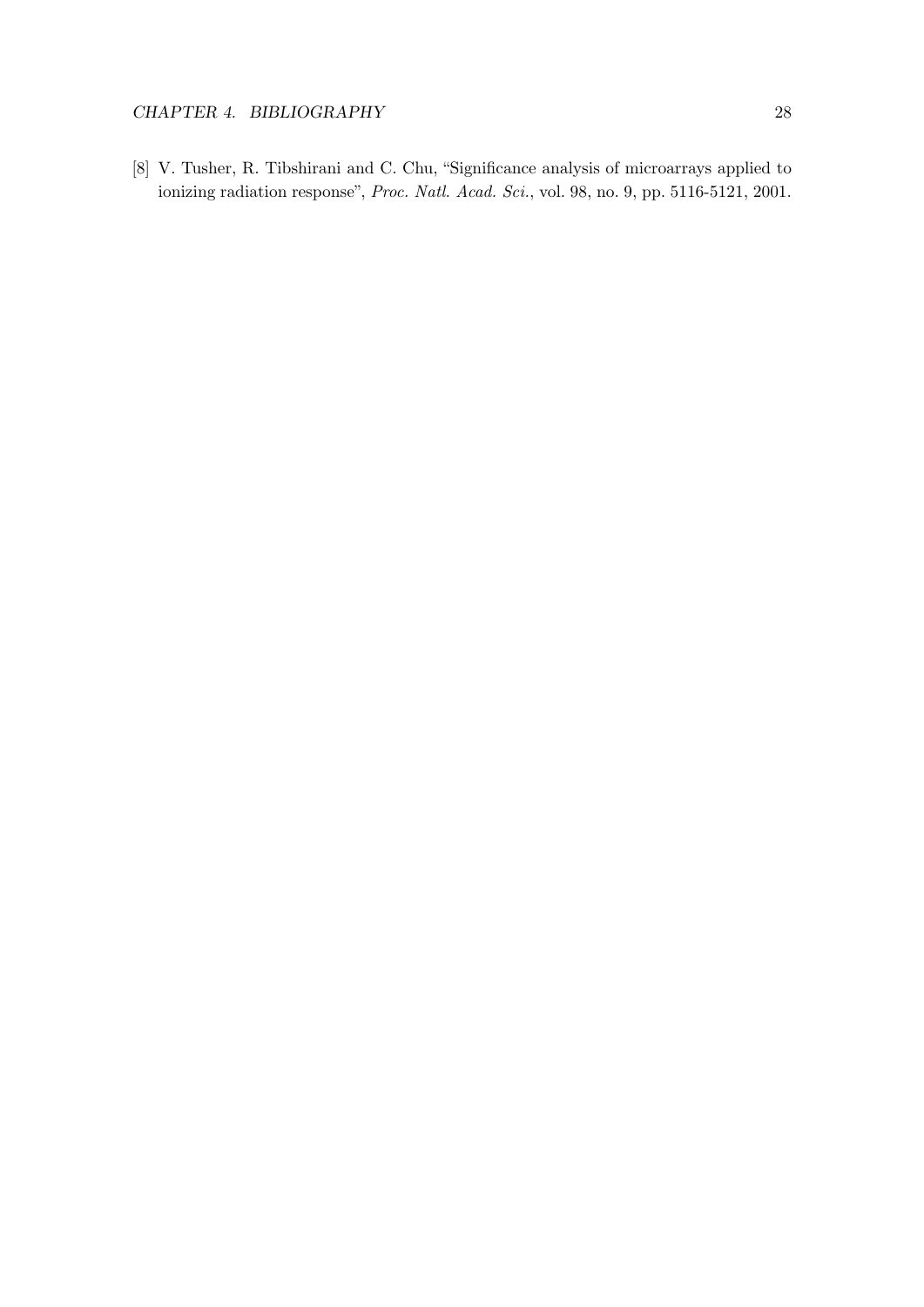[8] V. Tusher, R. Tibshirani and C. Chu, "Significance analysis of microarrays applied to ionizing radiation response", *Proc. Natl. Acad. Sci.*, vol. 98, no. 9, pp. 5116-5121, 2001.